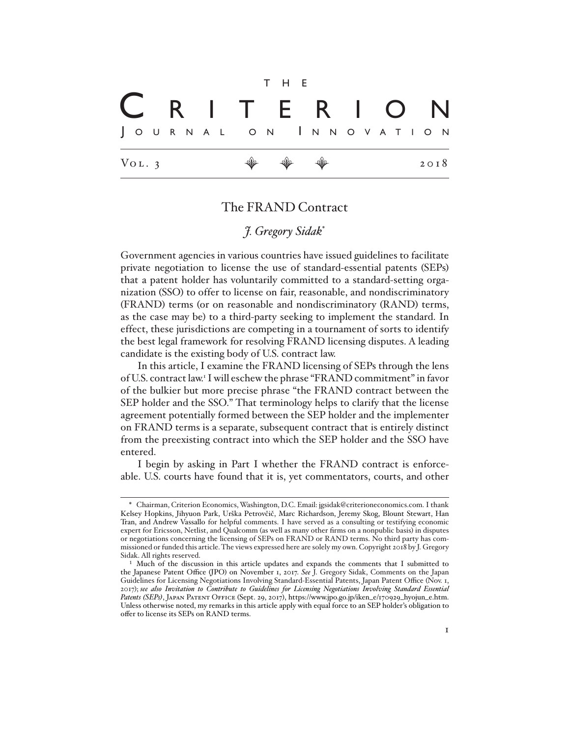# The Criterion Journal on Innovation

Vol. 3 — 2018

## The FRAND Contract

*J. Gregory Sidak*[*]

Government agencies in various countries have issued guidelines to facilitate private negotiation to license the use of standard-essential patents (SEPs) that a patent holder has voluntarily committed to a standard-setting organization (SSO) to offer to license on fair, reasonable, and nondiscriminatory (FRAND) terms (or on reasonable and nondiscriminatory (RAND) terms, as the case may be) to a third-party seeking to implement the standard. In effect, these jurisdictions are competing in a tournament of sorts to identify the best legal framework for resolving FRAND licensing disputes. A leading candidate is the existing body of U.S. contract law.

In this article, I examine the FRAND licensing of SEPs through the lens of U.S. contract law.[1] I will eschew the phrase "FRAND commitment" in favor of the bulkier but more precise phrase "the FRAND contract between the SEP holder and the SSO." That terminology helps to clarify that the license agreement potentially formed between the SEP holder and the implementer on FRAND terms is a separate, subsequent contract that is entirely distinct from the preexisting contract into which the SEP holder and the SSO have entered.

I begin by asking in Part I whether the FRAND contract is enforceable. U.S. courts have found that it is, yet commentators, courts, and other

---

[*] Chairman, Criterion Economics, Washington, D.C. Email: jgsidak@criterioneconomics.com. I thank Kelsey Hopkins, Jihyuon Park, Urška Petrovčič, Marc Richardson, Jeremy Skog, Blount Stewart, Han Tran, and Andrew Vassallo for helpful comments. I have served as a consulting or testifying economic expert for Ericsson, Netlist, and Qualcomm (as well as many other firms on a nonpublic basis) in disputes or negotiations concerning the licensing of SEPs on FRAND or RAND terms. No third party has commissioned or funded this article. The views expressed here are solely my own. Copyright 2018 by J. Gregory Sidak. All rights reserved.

[1] Much of the discussion in this article updates and expands the comments that I submitted to the Japanese Patent Office (JPO) on November 1, 2017. *See* J. Gregory Sidak, Comments on the Japan Guidelines for Licensing Negotiations Involving Standard-Essential Patents, Japan Patent Office (Nov. 1, 2017); *see also Invitation to Contribute to Guidelines for Licensing Negotiations Involving Standard Essential Patents (SEPs)*, Japan Patent Office (Sept. 29, 2017), https://www.jpo.go.jp/iken_e/170929_hyojun_e.htm. Unless otherwise noted, my remarks in this article apply with equal force to an SEP holder's obligation to offer to license its SEPs on RAND terms.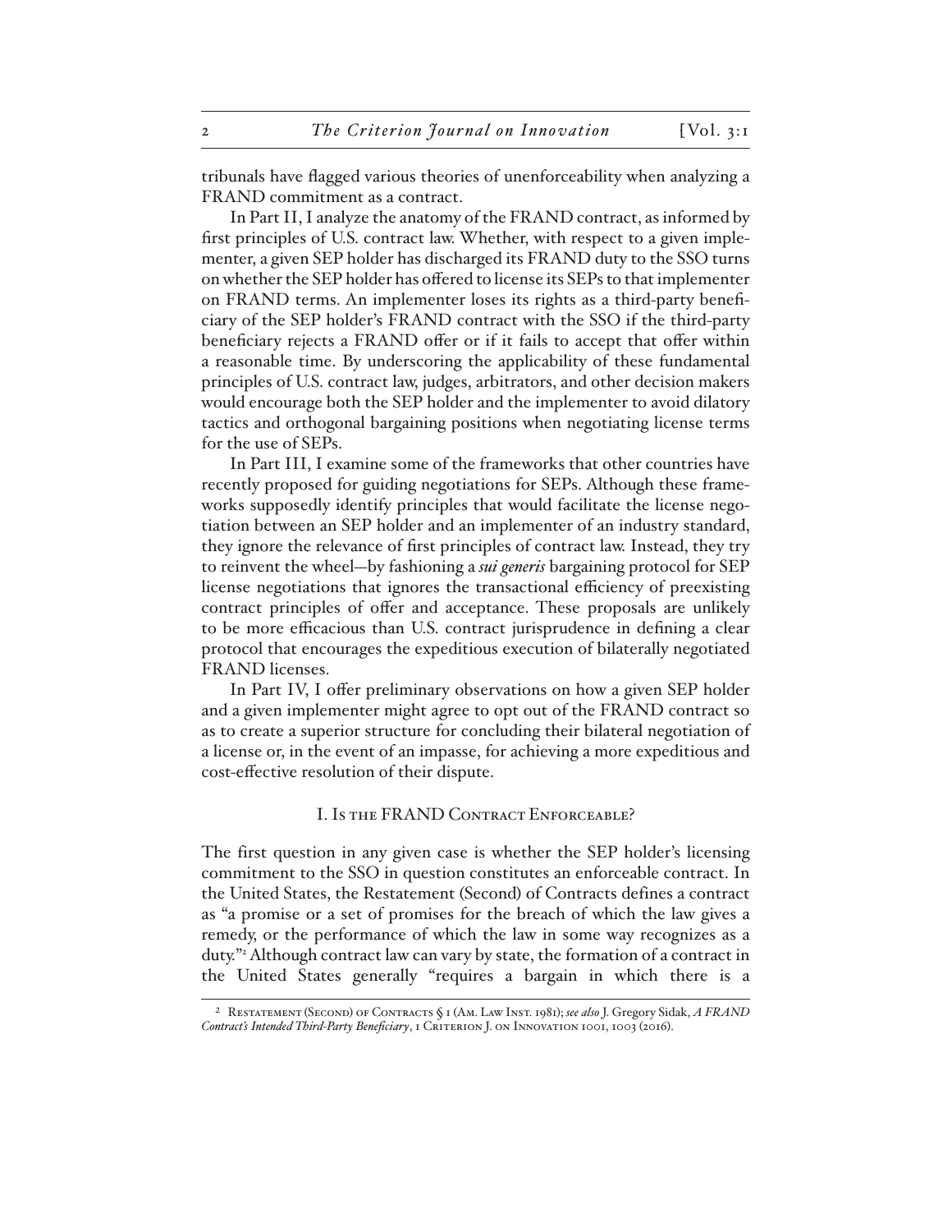tribunals have flagged various theories of unenforceability when analyzing a FRAND commitment as a contract.

In Part II, I analyze the anatomy of the FRAND contract, as informed by first principles of U.S. contract law. Whether, with respect to a given implementer, a given SEP holder has discharged its FRAND duty to the SSO turns on whether the SEP holder has offered to license its SEPs to that implementer on FRAND terms. An implementer loses its rights as a third-party beneficiary of the SEP holder's FRAND contract with the SSO if the third-party beneficiary rejects a FRAND offer or if it fails to accept that offer within a reasonable time. By underscoring the applicability of these fundamental principles of U.S. contract law, judges, arbitrators, and other decision makers would encourage both the SEP holder and the implementer to avoid dilatory tactics and orthogonal bargaining positions when negotiating license terms for the use of SEPs.

In Part III, I examine some of the frameworks that other countries have recently proposed for guiding negotiations for SEPs. Although these frameworks supposedly identify principles that would facilitate the license negotiation between an SEP holder and an implementer of an industry standard, they ignore the relevance of first principles of contract law. Instead, they try to reinvent the wheel—by fashioning a *sui generis* bargaining protocol for SEP license negotiations that ignores the transactional efficiency of preexisting contract principles of offer and acceptance. These proposals are unlikely to be more efficacious than U.S. contract jurisprudence in defining a clear protocol that encourages the expeditious execution of bilaterally negotiated FRAND licenses.

In Part IV, I offer preliminary observations on how a given SEP holder and a given implementer might agree to opt out of the FRAND contract so as to create a superior structure for concluding their bilateral negotiation of a license or, in the event of an impasse, for achieving a more expeditious and cost-effective resolution of their dispute.

## I. Is the FRAND Contract Enforceable?

The first question in any given case is whether the SEP holder's licensing commitment to the SSO in question constitutes an enforceable contract. In the United States, the Restatement (Second) of Contracts defines a contract as "a promise or a set of promises for the breach of which the law gives a remedy, or the performance of which the law in some way recognizes as a duty."[2] Although contract law can vary by state, the formation of a contract in the United States generally "requires a bargain in which there is a

[2] Restatement (Second) of Contracts § 1 (Am. Law Inst. 1981); *see also* J. Gregory Sidak, *A FRAND Contract's Intended Third-Party Beneficiary*, 1 Criterion J. on Innovation 1001, 1003 (2016).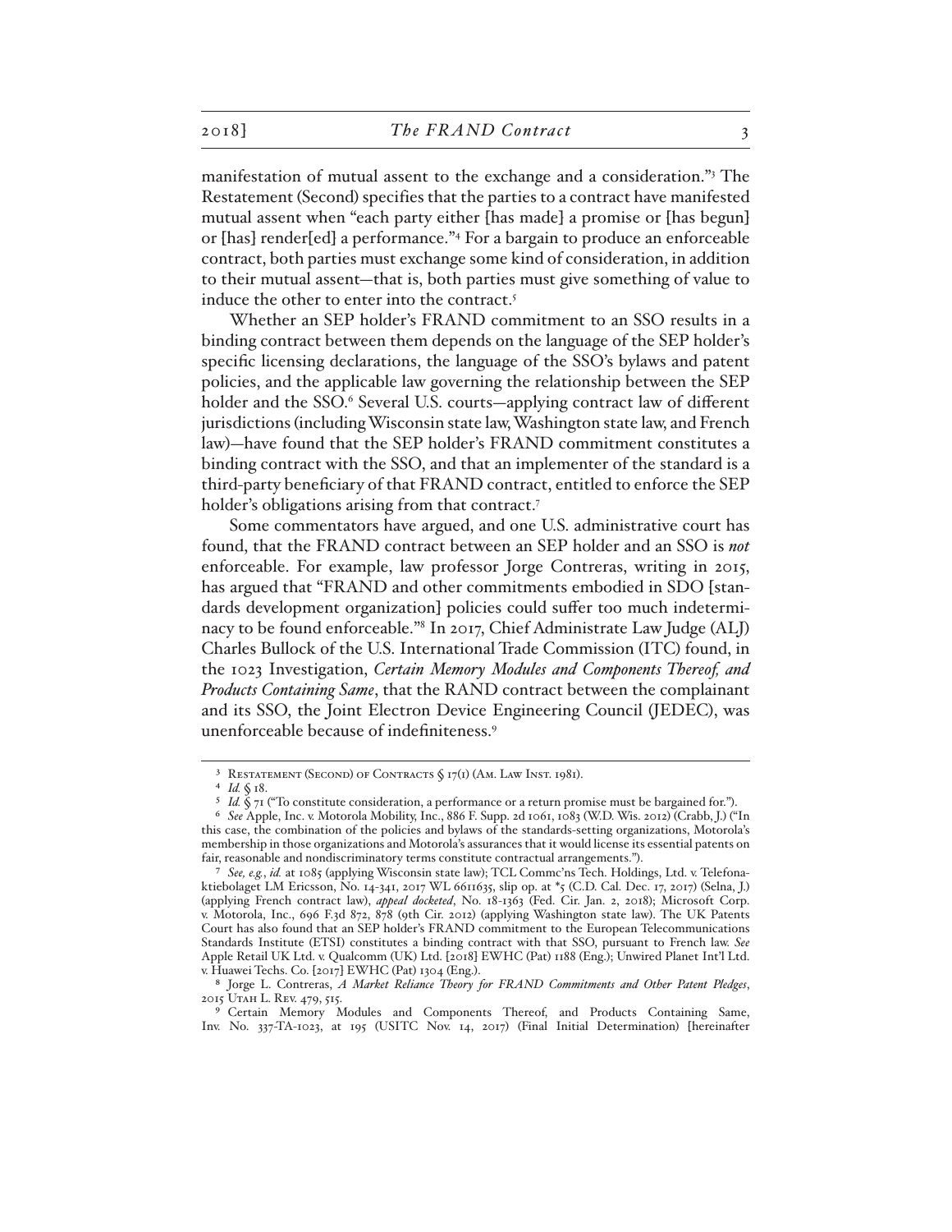manifestation of mutual assent to the exchange and a consideration."[3] The Restatement (Second) specifies that the parties to a contract have manifested mutual assent when "each party either [has made] a promise or [has begun] or [has] render[ed] a performance."[4] For a bargain to produce an enforceable contract, both parties must exchange some kind of consideration, in addition to their mutual assent—that is, both parties must give something of value to induce the other to enter into the contract.[5]

Whether an SEP holder's FRAND commitment to an SSO results in a binding contract between them depends on the language of the SEP holder's specific licensing declarations, the language of the SSO's bylaws and patent policies, and the applicable law governing the relationship between the SEP holder and the SSO.[6] Several U.S. courts—applying contract law of different jurisdictions (including Wisconsin state law, Washington state law, and French law)—have found that the SEP holder's FRAND commitment constitutes a binding contract with the SSO, and that an implementer of the standard is a third-party beneficiary of that FRAND contract, entitled to enforce the SEP holder's obligations arising from that contract.[7]

Some commentators have argued, and one U.S. administrative court has found, that the FRAND contract between an SEP holder and an SSO is *not* enforceable. For example, law professor Jorge Contreras, writing in 2015, has argued that "FRAND and other commitments embodied in SDO [standards development organization] policies could suffer too much indeterminacy to be found enforceable."[8] In 2017, Chief Administrate Law Judge (ALJ) Charles Bullock of the U.S. International Trade Commission (ITC) found, in the 1023 Investigation, *Certain Memory Modules and Components Thereof, and Products Containing Same*, that the RAND contract between the complainant and its SSO, the Joint Electron Device Engineering Council (JEDEC), was unenforceable because of indefiniteness.[9]

---

[3] Restatement (Second) of Contracts § 17(1) (Am. Law Inst. 1981).

[4] *Id.* § 18.

[5] *Id.* § 71 ("To constitute consideration, a performance or a return promise must be bargained for.").

[6] *See* Apple, Inc. v. Motorola Mobility, Inc., 886 F. Supp. 2d 1061, 1083 (W.D. Wis. 2012) (Crabb, J.) ("In this case, the combination of the policies and bylaws of the standards-setting organizations, Motorola's membership in those organizations and Motorola's assurances that it would license its essential patents on fair, reasonable and nondiscriminatory terms constitute contractual arrangements.").

[7] *See, e.g.*, *id.* at 1085 (applying Wisconsin state law); TCL Commc'ns Tech. Holdings, Ltd. v. Telefonaktiebolaget LM Ericsson, No. 14-341, 2017 WL 6611635, slip op. at *5 (C.D. Cal. Dec. 17, 2017) (Selna, J.) (applying French contract law), *appeal docketed*, No. 18-1363 (Fed. Cir. Jan. 2, 2018); Microsoft Corp. v. Motorola, Inc., 696 F.3d 872, 878 (9th Cir. 2012) (applying Washington state law). The UK Patents Court has also found that an SEP holder's FRAND commitment to the European Telecommunications Standards Institute (ETSI) constitutes a binding contract with that SSO, pursuant to French law. *See* Apple Retail UK Ltd. v. Qualcomm (UK) Ltd. [2018] EWHC (Pat) 1188 (Eng.); Unwired Planet Int'l Ltd. v. Huawei Techs. Co. [2017] EWHC (Pat) 1304 (Eng.).

[8] Jorge L. Contreras, *A Market Reliance Theory for FRAND Commitments and Other Patent Pledges*, 2015 Utah L. Rev. 479, 515.

[9] Certain Memory Modules and Components Thereof, and Products Containing Same, Inv. No. 337-TA-1023, at 195 (USITC Nov. 14, 2017) (Final Initial Determination) [hereinafter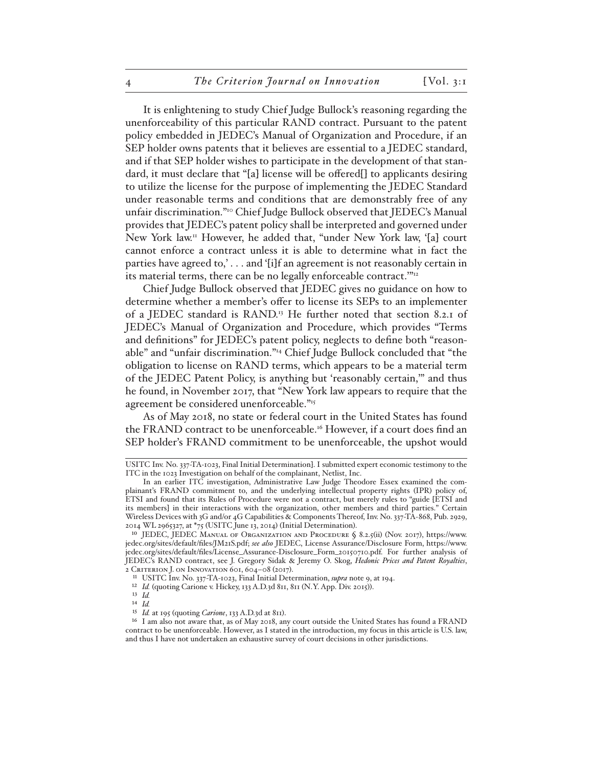It is enlightening to study Chief Judge Bullock's reasoning regarding the unenforceability of this particular RAND contract. Pursuant to the patent policy embedded in JEDEC's Manual of Organization and Procedure, if an SEP holder owns patents that it believes are essential to a JEDEC standard, and if that SEP holder wishes to participate in the development of that standard, it must declare that "[a] license will be offered[] to applicants desiring to utilize the license for the purpose of implementing the JEDEC Standard under reasonable terms and conditions that are demonstrably free of any unfair discrimination."[10] Chief Judge Bullock observed that JEDEC's Manual provides that JEDEC's patent policy shall be interpreted and governed under New York law.[11] However, he added that, "under New York law, '[a] court cannot enforce a contract unless it is able to determine what in fact the parties have agreed to,' . . . and '[i]f an agreement is not reasonably certain in its material terms, there can be no legally enforceable contract.'"[12]

Chief Judge Bullock observed that JEDEC gives no guidance on how to determine whether a member's offer to license its SEPs to an implementer of a JEDEC standard is RAND.[13] He further noted that section 8.2.1 of JEDEC's Manual of Organization and Procedure, which provides "Terms and definitions" for JEDEC's patent policy, neglects to define both "reasonable" and "unfair discrimination."[14] Chief Judge Bullock concluded that "the obligation to license on RAND terms, which appears to be a material term of the JEDEC Patent Policy, is anything but 'reasonably certain,'" and thus he found, in November 2017, that "New York law appears to require that the agreement be considered unenforceable."[15]

As of May 2018, no state or federal court in the United States has found the FRAND contract to be unenforceable.[16] However, if a court does find an SEP holder's FRAND commitment to be unenforceable, the upshot would

---

USITC Inv. No. 337-TA-1023, Final Initial Determination]. I submitted expert economic testimony to the ITC in the 1023 Investigation on behalf of the complainant, Netlist, Inc.

In an earlier ITC investigation, Administrative Law Judge Theodore Essex examined the complainant's FRAND commitment to, and the underlying intellectual property rights (IPR) policy of, ETSI and found that its Rules of Procedure were not a contract, but merely rules to "guide [ETSI and its members] in their interactions with the organization, other members and third parties." Certain Wireless Devices with 3G and/or 4G Capabilities & Components Thereof, Inv. No. 337-TA-868, Pub. 2929, 2014 WL 2965327, at *75 (USITC June 13, 2014) (Initial Determination).

[10] JEDEC, JEDEC Manual of Organization and Procedure § 8.2.5(ii) (Nov. 2017), https://www.jedec.org/sites/default/files/JM21S.pdf; *see also* JEDEC, License Assurance/Disclosure Form, https://www.jedec.org/sites/default/files/License_Assurance-Disclosure_Form_20150710.pdf. For further analysis of JEDEC's RAND contract, see J. Gregory Sidak & Jeremy O. Skog, *Hedonic Prices and Patent Royalties*, 2 Criterion J. on Innovation 601, 604–08 (2017).

[11] USITC Inv. No. 337-TA-1023, Final Initial Determination, *supra* note 9, at 194.

[12] *Id.* (quoting Carione v. Hickey, 133 A.D.3d 811, 811 (N.Y. App. Div. 2015)).

[13] *Id.*

[14] *Id.*

[15] *Id.* at 195 (quoting *Carione*, 133 A.D.3d at 811).

[16] I am also not aware that, as of May 2018, any court outside the United States has found a FRAND contract to be unenforceable. However, as I stated in the introduction, my focus in this article is U.S. law, and thus I have not undertaken an exhaustive survey of court decisions in other jurisdictions.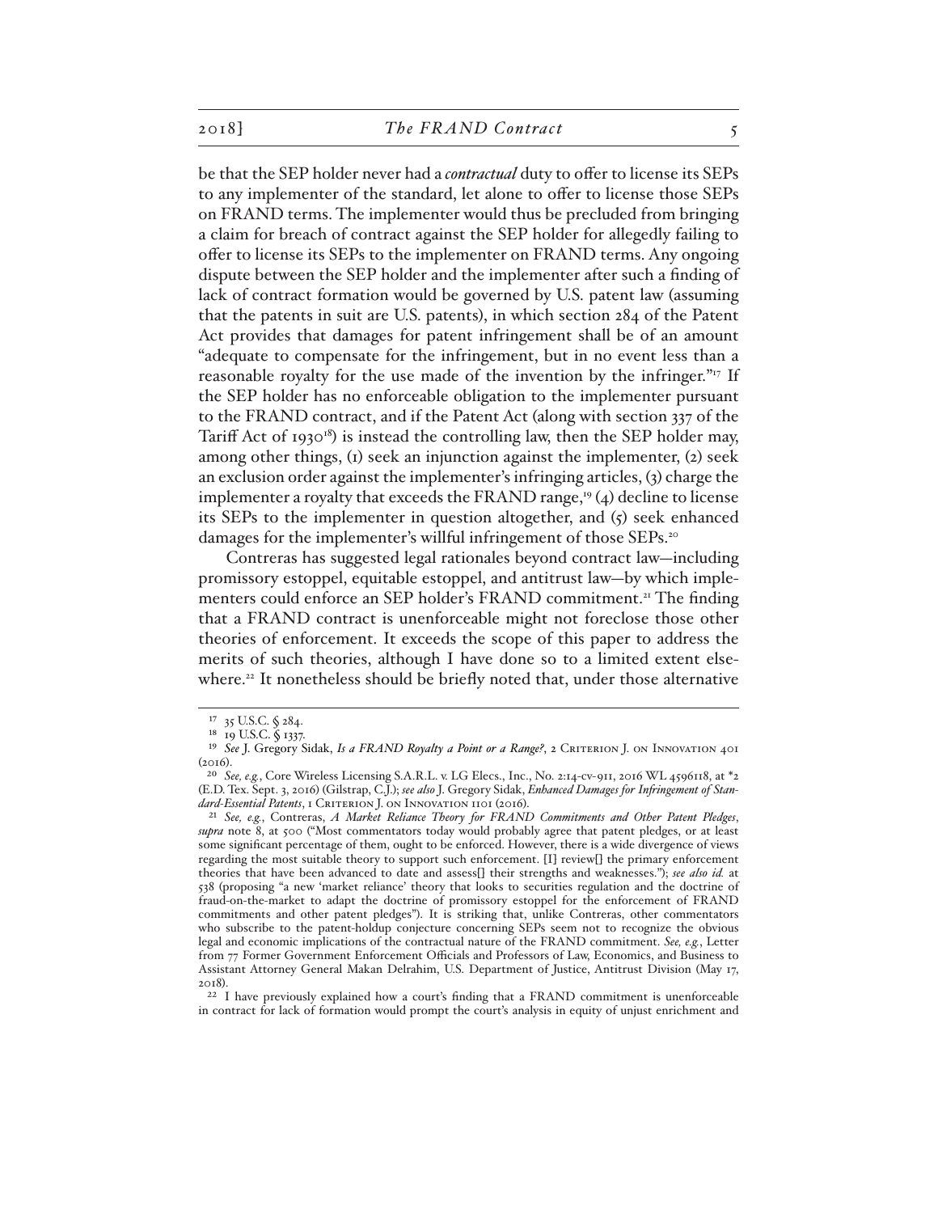be that the SEP holder never had a *contractual* duty to offer to license its SEPs to any implementer of the standard, let alone to offer to license those SEPs on FRAND terms. The implementer would thus be precluded from bringing a claim for breach of contract against the SEP holder for allegedly failing to offer to license its SEPs to the implementer on FRAND terms. Any ongoing dispute between the SEP holder and the implementer after such a finding of lack of contract formation would be governed by U.S. patent law (assuming that the patents in suit are U.S. patents), in which section 284 of the Patent Act provides that damages for patent infringement shall be of an amount "adequate to compensate for the infringement, but in no event less than a reasonable royalty for the use made of the invention by the infringer."[17] If the SEP holder has no enforceable obligation to the implementer pursuant to the FRAND contract, and if the Patent Act (along with section 337 of the Tariff Act of 1930[18]) is instead the controlling law, then the SEP holder may, among other things, (1) seek an injunction against the implementer, (2) seek an exclusion order against the implementer's infringing articles, (3) charge the implementer a royalty that exceeds the FRAND range,[19] (4) decline to license its SEPs to the implementer in question altogether, and (5) seek enhanced damages for the implementer's willful infringement of those SEPs.[20]

Contreras has suggested legal rationales beyond contract law—including promissory estoppel, equitable estoppel, and antitrust law—by which implementers could enforce an SEP holder's FRAND commitment.[21] The finding that a FRAND contract is unenforceable might not foreclose those other theories of enforcement. It exceeds the scope of this paper to address the merits of such theories, although I have done so to a limited extent elsewhere.[22] It nonetheless should be briefly noted that, under those alternative

---

[17] 35 U.S.C. § 284.

[18] 19 U.S.C. § 1337.

[19] *See* J. Gregory Sidak, *Is a FRAND Royalty a Point or a Range?*, 2 Criterion J. on Innovation 401 (2016).

[20] *See, e.g.*, Core Wireless Licensing S.A.R.L. v. LG Elecs., Inc., No. 2:14-cv-911, 2016 WL 4596118, at *2 (E.D. Tex. Sept. 3, 2016) (Gilstrap, C.J.); *see also* J. Gregory Sidak, *Enhanced Damages for Infringement of Standard-Essential Patents*, 1 Criterion J. on Innovation 1101 (2016).

[21] *See, e.g.*, Contreras, *A Market Reliance Theory for FRAND Commitments and Other Patent Pledges*, *supra* note 8, at 500 ("Most commentators today would probably agree that patent pledges, or at least some significant percentage of them, ought to be enforced. However, there is a wide divergence of views regarding the most suitable theory to support such enforcement. [I] review[] the primary enforcement theories that have been advanced to date and assess[] their strengths and weaknesses."); *see also id.* at 538 (proposing "a new 'market reliance' theory that looks to securities regulation and the doctrine of fraud-on-the-market to adapt the doctrine of promissory estoppel for the enforcement of FRAND commitments and other patent pledges"). It is striking that, unlike Contreras, other commentators who subscribe to the patent-holdup conjecture concerning SEPs seem not to recognize the obvious legal and economic implications of the contractual nature of the FRAND commitment. *See, e.g.*, Letter from 77 Former Government Enforcement Officials and Professors of Law, Economics, and Business to Assistant Attorney General Makan Delrahim, U.S. Department of Justice, Antitrust Division (May 17, 2018).

[22] I have previously explained how a court's finding that a FRAND commitment is unenforceable in contract for lack of formation would prompt the court's analysis in equity of unjust enrichment and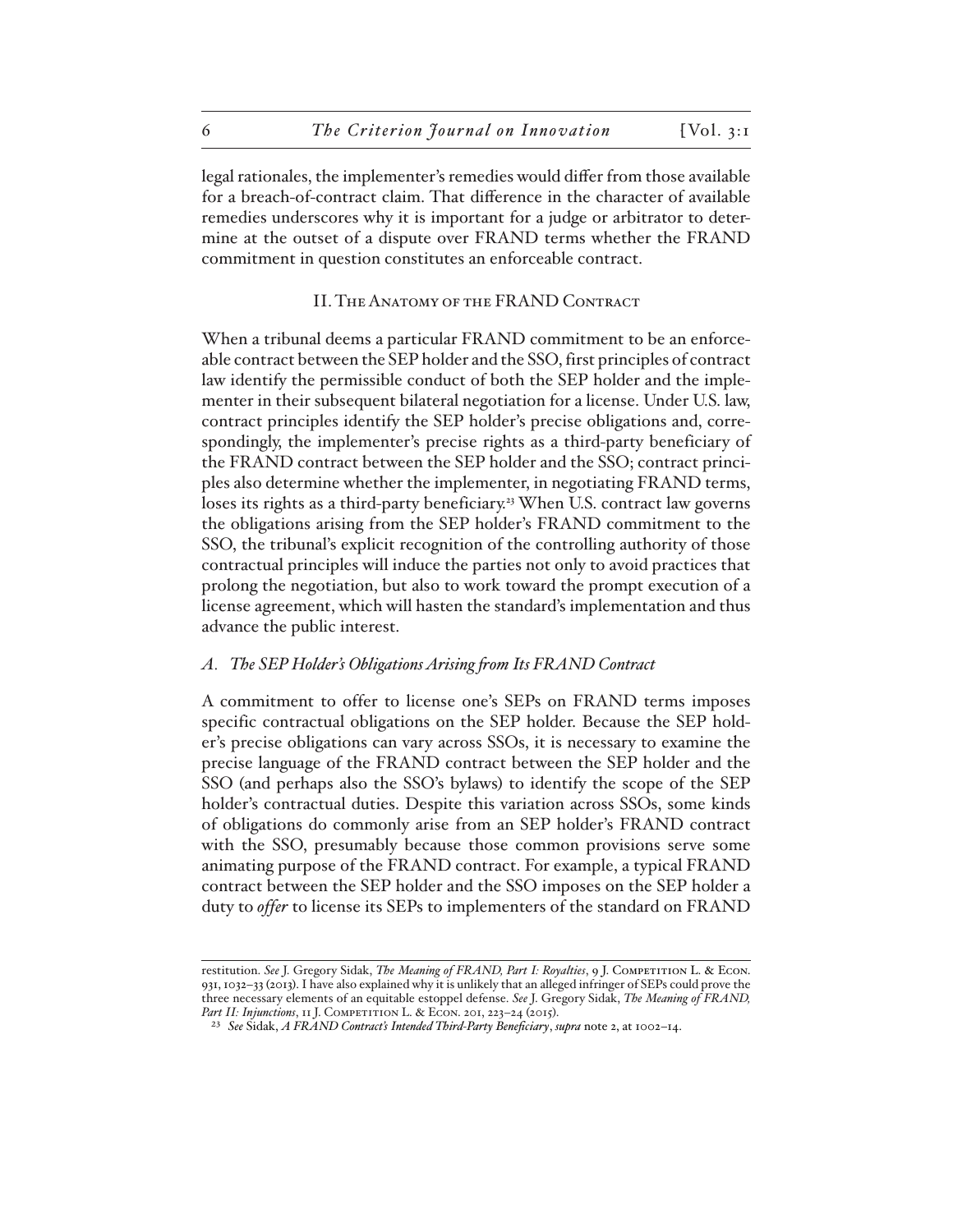legal rationales, the implementer's remedies would differ from those available for a breach-of-contract claim. That difference in the character of available remedies underscores why it is important for a judge or arbitrator to determine at the outset of a dispute over FRAND terms whether the FRAND commitment in question constitutes an enforceable contract.

## II. The Anatomy of the FRAND Contract

When a tribunal deems a particular FRAND commitment to be an enforceable contract between the SEP holder and the SSO, first principles of contract law identify the permissible conduct of both the SEP holder and the implementer in their subsequent bilateral negotiation for a license. Under U.S. law, contract principles identify the SEP holder's precise obligations and, correspondingly, the implementer's precise rights as a third-party beneficiary of the FRAND contract between the SEP holder and the SSO; contract principles also determine whether the implementer, in negotiating FRAND terms, loses its rights as a third-party beneficiary.[23] When U.S. contract law governs the obligations arising from the SEP holder's FRAND commitment to the SSO, the tribunal's explicit recognition of the controlling authority of those contractual principles will induce the parties not only to avoid practices that prolong the negotiation, but also to work toward the prompt execution of a license agreement, which will hasten the standard's implementation and thus advance the public interest.

### *A. The SEP Holder's Obligations Arising from Its FRAND Contract*

A commitment to offer to license one's SEPs on FRAND terms imposes specific contractual obligations on the SEP holder. Because the SEP holder's precise obligations can vary across SSOs, it is necessary to examine the precise language of the FRAND contract between the SEP holder and the SSO (and perhaps also the SSO's bylaws) to identify the scope of the SEP holder's contractual duties. Despite this variation across SSOs, some kinds of obligations do commonly arise from an SEP holder's FRAND contract with the SSO, presumably because those common provisions serve some animating purpose of the FRAND contract. For example, a typical FRAND contract between the SEP holder and the SSO imposes on the SEP holder a duty to *offer* to license its SEPs to implementers of the standard on FRAND

---

restitution. *See* J. Gregory Sidak, *The Meaning of FRAND, Part I: Royalties*, 9 J. Competition L. & Econ. 931, 1032–33 (2013). I have also explained why it is unlikely that an alleged infringer of SEPs could prove the three necessary elements of an equitable estoppel defense. *See* J. Gregory Sidak, *The Meaning of FRAND, Part II: Injunctions*, 11 J. Competition L. & Econ. 201, 223–24 (2015).

[23] *See* Sidak, *A FRAND Contract's Intended Third-Party Beneficiary*, *supra* note 2, at 1002–14.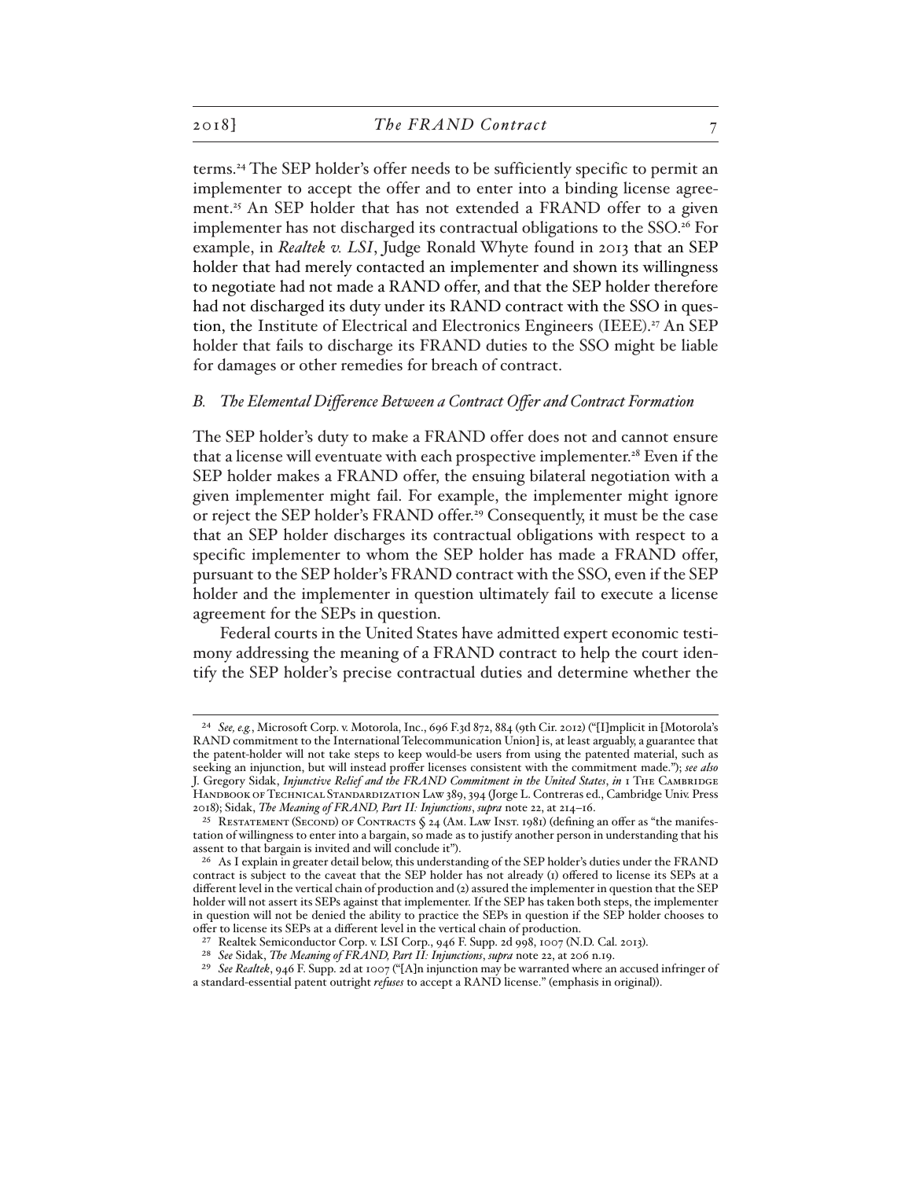terms.[24] The SEP holder's offer needs to be sufficiently specific to permit an implementer to accept the offer and to enter into a binding license agreement.[25] An SEP holder that has not extended a FRAND offer to a given implementer has not discharged its contractual obligations to the SSO.[26] For example, in *Realtek v. LSI*, Judge Ronald Whyte found in 2013 that an SEP holder that had merely contacted an implementer and shown its willingness to negotiate had not made a RAND offer, and that the SEP holder therefore had not discharged its duty under its RAND contract with the SSO in question, the Institute of Electrical and Electronics Engineers (IEEE).[27] An SEP holder that fails to discharge its FRAND duties to the SSO might be liable for damages or other remedies for breach of contract.

### *B. The Elemental Difference Between a Contract Offer and Contract Formation*

The SEP holder's duty to make a FRAND offer does not and cannot ensure that a license will eventuate with each prospective implementer.[28] Even if the SEP holder makes a FRAND offer, the ensuing bilateral negotiation with a given implementer might fail. For example, the implementer might ignore or reject the SEP holder's FRAND offer.[29] Consequently, it must be the case that an SEP holder discharges its contractual obligations with respect to a specific implementer to whom the SEP holder has made a FRAND offer, pursuant to the SEP holder's FRAND contract with the SSO, even if the SEP holder and the implementer in question ultimately fail to execute a license agreement for the SEPs in question.

Federal courts in the United States have admitted expert economic testimony addressing the meaning of a FRAND contract to help the court identify the SEP holder's precise contractual duties and determine whether the

---

[24] *See, e.g.*, Microsoft Corp. v. Motorola, Inc., 696 F.3d 872, 884 (9th Cir. 2012) ("[I]mplicit in [Motorola's RAND commitment to the International Telecommunication Union] is, at least arguably, a guarantee that the patent-holder will not take steps to keep would-be users from using the patented material, such as seeking an injunction, but will instead proffer licenses consistent with the commitment made."); *see also* J. Gregory Sidak, *Injunctive Relief and the FRAND Commitment in the United States*, *in* 1 The Cambridge Handbook of Technical Standardization Law 389, 394 (Jorge L. Contreras ed., Cambridge Univ. Press 2018); Sidak, *The Meaning of FRAND, Part II: Injunctions*, *supra* note 22, at 214–16.

[25] Restatement (Second) of Contracts § 24 (Am. Law Inst. 1981) (defining an offer as "the manifestation of willingness to enter into a bargain, so made as to justify another person in understanding that his assent to that bargain is invited and will conclude it").

[26] As I explain in greater detail below, this understanding of the SEP holder's duties under the FRAND contract is subject to the caveat that the SEP holder has not already (1) offered to license its SEPs at a different level in the vertical chain of production and (2) assured the implementer in question that the SEP holder will not assert its SEPs against that implementer. If the SEP has taken both steps, the implementer in question will not be denied the ability to practice the SEPs in question if the SEP holder chooses to offer to license its SEPs at a different level in the vertical chain of production.

[27] Realtek Semiconductor Corp. v. LSI Corp., 946 F. Supp. 2d 998, 1007 (N.D. Cal. 2013).

[28] *See* Sidak, *The Meaning of FRAND, Part II: Injunctions*, *supra* note 22, at 206 n.19.

[29] *See Realtek*, 946 F. Supp. 2d at 1007 ("[A]n injunction may be warranted where an accused infringer of a standard-essential patent outright *refuses* to accept a RAND license." (emphasis in original)).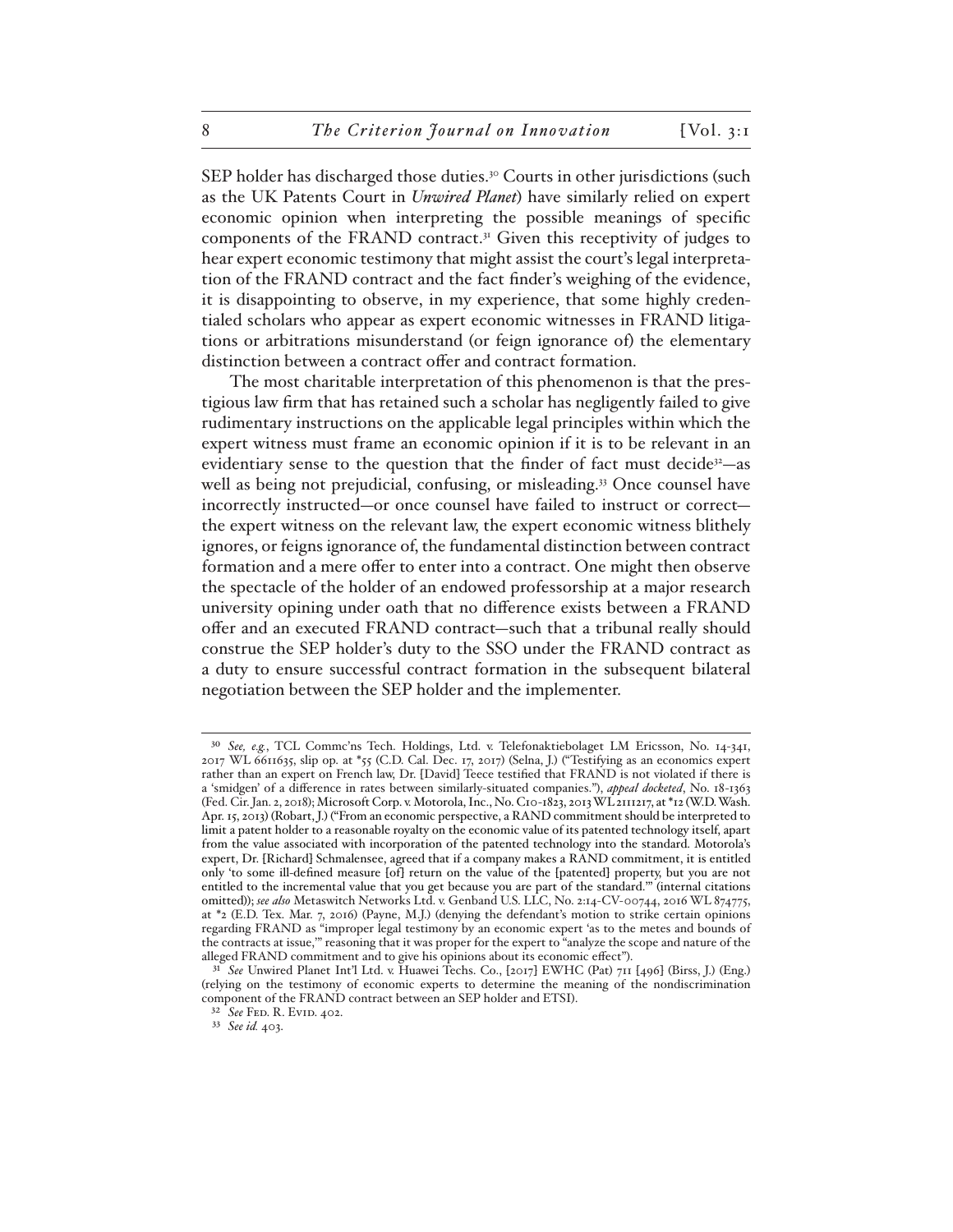SEP holder has discharged those duties.[30] Courts in other jurisdictions (such as the UK Patents Court in *Unwired Planet*) have similarly relied on expert economic opinion when interpreting the possible meanings of specific components of the FRAND contract.[31] Given this receptivity of judges to hear expert economic testimony that might assist the court's legal interpretation of the FRAND contract and the fact finder's weighing of the evidence, it is disappointing to observe, in my experience, that some highly credentialed scholars who appear as expert economic witnesses in FRAND litigations or arbitrations misunderstand (or feign ignorance of) the elementary distinction between a contract offer and contract formation.

The most charitable interpretation of this phenomenon is that the prestigious law firm that has retained such a scholar has negligently failed to give rudimentary instructions on the applicable legal principles within which the expert witness must frame an economic opinion if it is to be relevant in an evidentiary sense to the question that the finder of fact must decide[32]—as well as being not prejudicial, confusing, or misleading.[33] Once counsel have incorrectly instructed—or once counsel have failed to instruct or correct—the expert witness on the relevant law, the expert economic witness blithely ignores, or feigns ignorance of, the fundamental distinction between contract formation and a mere offer to enter into a contract. One might then observe the spectacle of the holder of an endowed professorship at a major research university opining under oath that no difference exists between a FRAND offer and an executed FRAND contract—such that a tribunal really should construe the SEP holder's duty to the SSO under the FRAND contract as a duty to ensure successful contract formation in the subsequent bilateral negotiation between the SEP holder and the implementer.

---

[30] *See, e.g.*, TCL Commc'ns Tech. Holdings, Ltd. v. Telefonaktiebolaget LM Ericsson, No. 14-341, 2017 WL 6611635, slip op. at *55 (C.D. Cal. Dec. 17, 2017) (Selna, J.) ("Testifying as an economics expert rather than an expert on French law, Dr. [David] Teece testified that FRAND is not violated if there is a 'smidgen' of a difference in rates between similarly-situated companies."), *appeal docketed*, No. 18-1363 (Fed. Cir. Jan. 2, 2018); Microsoft Corp. v. Motorola, Inc., No. C10-1823, 2013 WL 2111217, at *12 (W.D. Wash. Apr. 15, 2013) (Robart, J.) ("From an economic perspective, a RAND commitment should be interpreted to limit a patent holder to a reasonable royalty on the economic value of its patented technology itself, apart from the value associated with incorporation of the patented technology into the standard. Motorola's expert, Dr. [Richard] Schmalensee, agreed that if a company makes a RAND commitment, it is entitled only 'to some ill-defined measure [of] return on the value of the [patented] property, but you are not entitled to the incremental value that you get because you are part of the standard.'" (internal citations omitted)); *see also* Metaswitch Networks Ltd. v. Genband U.S. LLC, No. 2:14-CV-00744, 2016 WL 874775, at *2 (E.D. Tex. Mar. 7, 2016) (Payne, M.J.) (denying the defendant's motion to strike certain opinions regarding FRAND as "improper legal testimony by an economic expert 'as to the metes and bounds of the contracts at issue,'" reasoning that it was proper for the expert to "analyze the scope and nature of the alleged FRAND commitment and to give his opinions about its economic effect").

[31] *See* Unwired Planet Int'l Ltd. v. Huawei Techs. Co., [2017] EWHC (Pat) 711 [496] (Birss, J.) (Eng.) (relying on the testimony of economic experts to determine the meaning of the nondiscrimination component of the FRAND contract between an SEP holder and ETSI).

[32] *See* Fed. R. Evid. 402.

[33] *See id.* 403.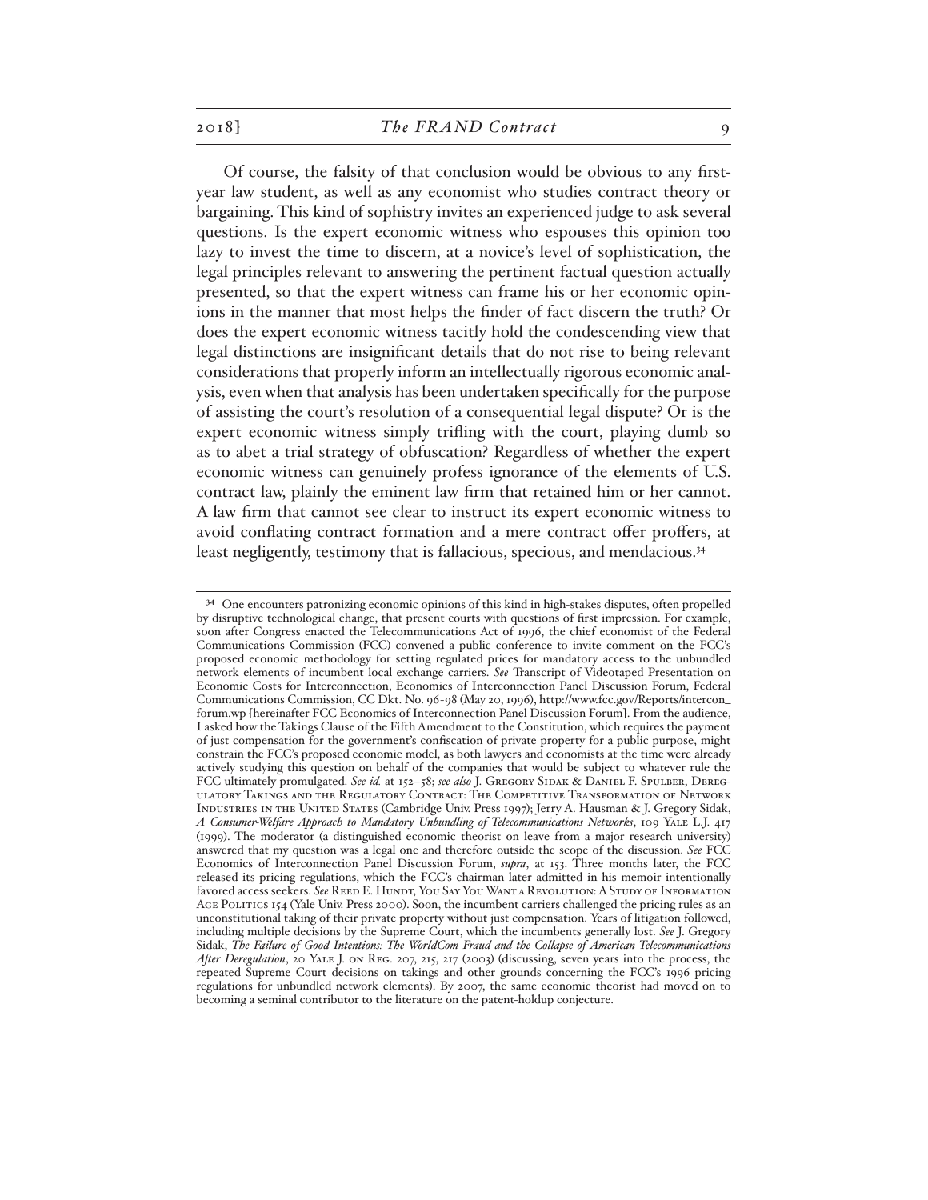Of course, the falsity of that conclusion would be obvious to any first-year law student, as well as any economist who studies contract theory or bargaining. This kind of sophistry invites an experienced judge to ask several questions. Is the expert economic witness who espouses this opinion too lazy to invest the time to discern, at a novice's level of sophistication, the legal principles relevant to answering the pertinent factual question actually presented, so that the expert witness can frame his or her economic opinions in the manner that most helps the finder of fact discern the truth? Or does the expert economic witness tacitly hold the condescending view that legal distinctions are insignificant details that do not rise to being relevant considerations that properly inform an intellectually rigorous economic analysis, even when that analysis has been undertaken specifically for the purpose of assisting the court's resolution of a consequential legal dispute? Or is the expert economic witness simply trifling with the court, playing dumb so as to abet a trial strategy of obfuscation? Regardless of whether the expert economic witness can genuinely profess ignorance of the elements of U.S. contract law, plainly the eminent law firm that retained him or her cannot. A law firm that cannot see clear to instruct its expert economic witness to avoid conflating contract formation and a mere contract offer proffers, at least negligently, testimony that is fallacious, specious, and mendacious.[34]

---

[34] One encounters patronizing economic opinions of this kind in high-stakes disputes, often propelled by disruptive technological change, that present courts with questions of first impression. For example, soon after Congress enacted the Telecommunications Act of 1996, the chief economist of the Federal Communications Commission (FCC) convened a public conference to invite comment on the FCC's proposed economic methodology for setting regulated prices for mandatory access to the unbundled network elements of incumbent local exchange carriers. *See* Transcript of Videotaped Presentation on Economic Costs for Interconnection, Economics of Interconnection Panel Discussion Forum, Federal Communications Commission, CC Dkt. No. 96-98 (May 20, 1996), http://www.fcc.gov/Reports/intercon_forum.wp [hereinafter FCC Economics of Interconnection Panel Discussion Forum]. From the audience, I asked how the Takings Clause of the Fifth Amendment to the Constitution, which requires the payment of just compensation for the government's confiscation of private property for a public purpose, might constrain the FCC's proposed economic model, as both lawyers and economists at the time were already actively studying this question on behalf of the companies that would be subject to whatever rule the FCC ultimately promulgated. *See id.* at 152–58; *see also* J. Gregory Sidak & Daniel F. Spulber, Deregulatory Takings and the Regulatory Contract: The Competitive Transformation of Network Industries in the United States (Cambridge Univ. Press 1997); Jerry A. Hausman & J. Gregory Sidak, *A Consumer-Welfare Approach to Mandatory Unbundling of Telecommunications Networks*, 109 Yale L.J. 417 (1999). The moderator (a distinguished economic theorist on leave from a major research university) answered that my question was a legal one and therefore outside the scope of the discussion. *See* FCC Economics of Interconnection Panel Discussion Forum, *supra*, at 153. Three months later, the FCC released its pricing regulations, which the FCC's chairman later admitted in his memoir intentionally favored access seekers. *See* Reed E. Hundt, You Say You Want a Revolution: A Study of Information Age Politics 154 (Yale Univ. Press 2000). Soon, the incumbent carriers challenged the pricing rules as an unconstitutional taking of their private property without just compensation. Years of litigation followed, including multiple decisions by the Supreme Court, which the incumbents generally lost. *See* J. Gregory Sidak, *The Failure of Good Intentions: The WorldCom Fraud and the Collapse of American Telecommunications After Deregulation*, 20 Yale J. on Reg. 207, 215, 217 (2003) (discussing, seven years into the process, the repeated Supreme Court decisions on takings and other grounds concerning the FCC's 1996 pricing regulations for unbundled network elements). By 2007, the same economic theorist had moved on to becoming a seminal contributor to the literature on the patent-holdup conjecture.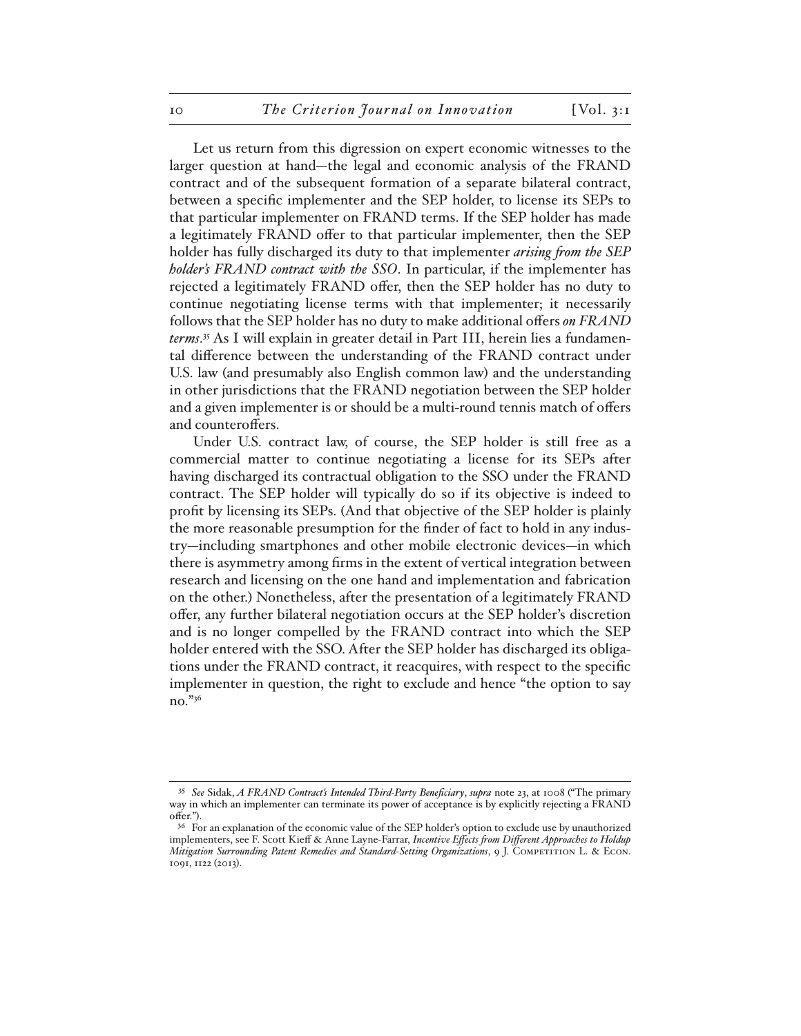Let us return from this digression on expert economic witnesses to the larger question at hand—the legal and economic analysis of the FRAND contract and of the subsequent formation of a separate bilateral contract, between a specific implementer and the SEP holder, to license its SEPs to that particular implementer on FRAND terms. If the SEP holder has made a legitimately FRAND offer to that particular implementer, then the SEP holder has fully discharged its duty to that implementer *arising from the SEP holder's FRAND contract with the SSO*. In particular, if the implementer has rejected a legitimately FRAND offer, then the SEP holder has no duty to continue negotiating license terms with that implementer; it necessarily follows that the SEP holder has no duty to make additional offers *on FRAND terms*.[35] As I will explain in greater detail in Part III, herein lies a fundamental difference between the understanding of the FRAND contract under U.S. law (and presumably also English common law) and the understanding in other jurisdictions that the FRAND negotiation between the SEP holder and a given implementer is or should be a multi-round tennis match of offers and counteroffers.

Under U.S. contract law, of course, the SEP holder is still free as a commercial matter to continue negotiating a license for its SEPs after having discharged its contractual obligation to the SSO under the FRAND contract. The SEP holder will typically do so if its objective is indeed to profit by licensing its SEPs. (And that objective of the SEP holder is plainly the more reasonable presumption for the finder of fact to hold in any industry—including smartphones and other mobile electronic devices—in which there is asymmetry among firms in the extent of vertical integration between research and licensing on the one hand and implementation and fabrication on the other.) Nonetheless, after the presentation of a legitimately FRAND offer, any further bilateral negotiation occurs at the SEP holder's discretion and is no longer compelled by the FRAND contract into which the SEP holder entered with the SSO. After the SEP holder has discharged its obligations under the FRAND contract, it reacquires, with respect to the specific implementer in question, the right to exclude and hence "the option to say no."[36]

---

[35] *See* Sidak, *A FRAND Contract's Intended Third-Party Beneficiary*, *supra* note 23, at 1008 ("The primary way in which an implementer can terminate its power of acceptance is by explicitly rejecting a FRAND offer.").

[36] For an explanation of the economic value of the SEP holder's option to exclude use by unauthorized implementers, see F. Scott Kieff & Anne Layne-Farrar, *Incentive Effects from Different Approaches to Holdup Mitigation Surrounding Patent Remedies and Standard-Setting Organizations*, 9 J. Competition L. & Econ. 1091, 1122 (2013).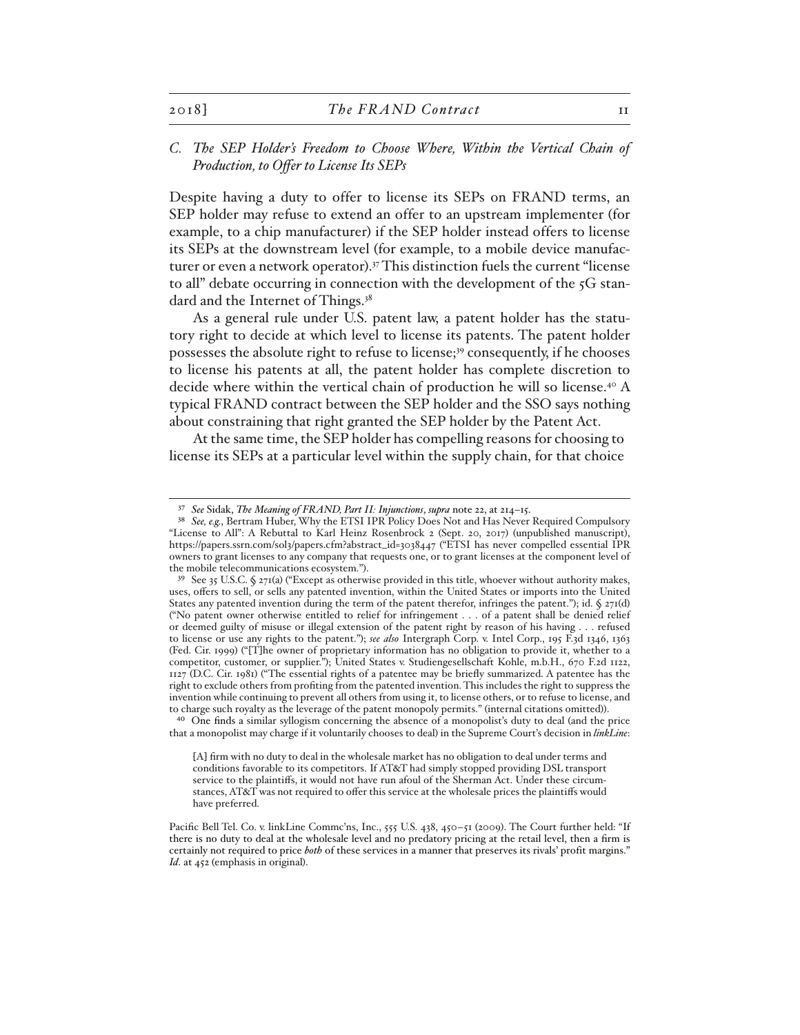### *C. The SEP Holder's Freedom to Choose Where, Within the Vertical Chain of Production, to Offer to License Its SEPs*

Despite having a duty to offer to license its SEPs on FRAND terms, an SEP holder may refuse to extend an offer to an upstream implementer (for example, to a chip manufacturer) if the SEP holder instead offers to license its SEPs at the downstream level (for example, to a mobile device manufacturer or even a network operator).[37] This distinction fuels the current "license to all" debate occurring in connection with the development of the 5G standard and the Internet of Things.[38]

As a general rule under U.S. patent law, a patent holder has the statutory right to decide at which level to license its patents. The patent holder possesses the absolute right to refuse to license;[39] consequently, if he chooses to license his patents at all, the patent holder has complete discretion to decide where within the vertical chain of production he will so license.[40] A typical FRAND contract between the SEP holder and the SSO says nothing about constraining that right granted the SEP holder by the Patent Act.

At the same time, the SEP holder has compelling reasons for choosing to license its SEPs at a particular level within the supply chain, for that choice

---

[37] *See* Sidak, *The Meaning of FRAND, Part II: Injunctions*, *supra* note 22, at 214–15.

[38] *See, e.g.*, Bertram Huber, Why the ETSI IPR Policy Does Not and Has Never Required Compulsory "License to All": A Rebuttal to Karl Heinz Rosenbrock 2 (Sept. 20, 2017) (unpublished manuscript), https://papers.ssrn.com/sol3/papers.cfm?abstract_id=3038447 ("ETSI has never compelled essential IPR owners to grant licenses to any company that requests one, or to grant licenses at the component level of the mobile telecommunications ecosystem.").

[39] See 35 U.S.C. § 271(a) ("Except as otherwise provided in this title, whoever without authority makes, uses, offers to sell, or sells any patented invention, within the United States or imports into the United States any patented invention during the term of the patent therefor, infringes the patent."); id. § 271(d) ("No patent owner otherwise entitled to relief for infringement . . . of a patent shall be denied relief or deemed guilty of misuse or illegal extension of the patent right by reason of his having . . . refused to license or use any rights to the patent."); *see also* Intergraph Corp. v. Intel Corp., 195 F.3d 1346, 1363 (Fed. Cir. 1999) ("[T]he owner of proprietary information has no obligation to provide it, whether to a competitor, customer, or supplier."); United States v. Studiengesellschaft Kohle, m.b.H., 670 F.2d 1122, 1127 (D.C. Cir. 1981) ("The essential rights of a patentee may be briefly summarized. A patentee has the right to exclude others from profiting from the patented invention. This includes the right to suppress the invention while continuing to prevent all others from using it, to license others, or to refuse to license, and to charge such royalty as the leverage of the patent monopoly permits." (internal citations omitted)).

[40] One finds a similar syllogism concerning the absence of a monopolist's duty to deal (and the price that a monopolist may charge if it voluntarily chooses to deal) in the Supreme Court's decision in *linkLine*:

> [A] firm with no duty to deal in the wholesale market has no obligation to deal under terms and conditions favorable to its competitors. If AT&T had simply stopped providing DSL transport service to the plaintiffs, it would not have run afoul of the Sherman Act. Under these circumstances, AT&T was not required to offer this service at the wholesale prices the plaintiffs would have preferred.

Pacific Bell Tel. Co. v. linkLine Commc'ns, Inc., 555 U.S. 438, 450–51 (2009). The Court further held: "If there is no duty to deal at the wholesale level and no predatory pricing at the retail level, then a firm is certainly not required to price *both* of these services in a manner that preserves its rivals' profit margins." *Id.* at 452 (emphasis in original).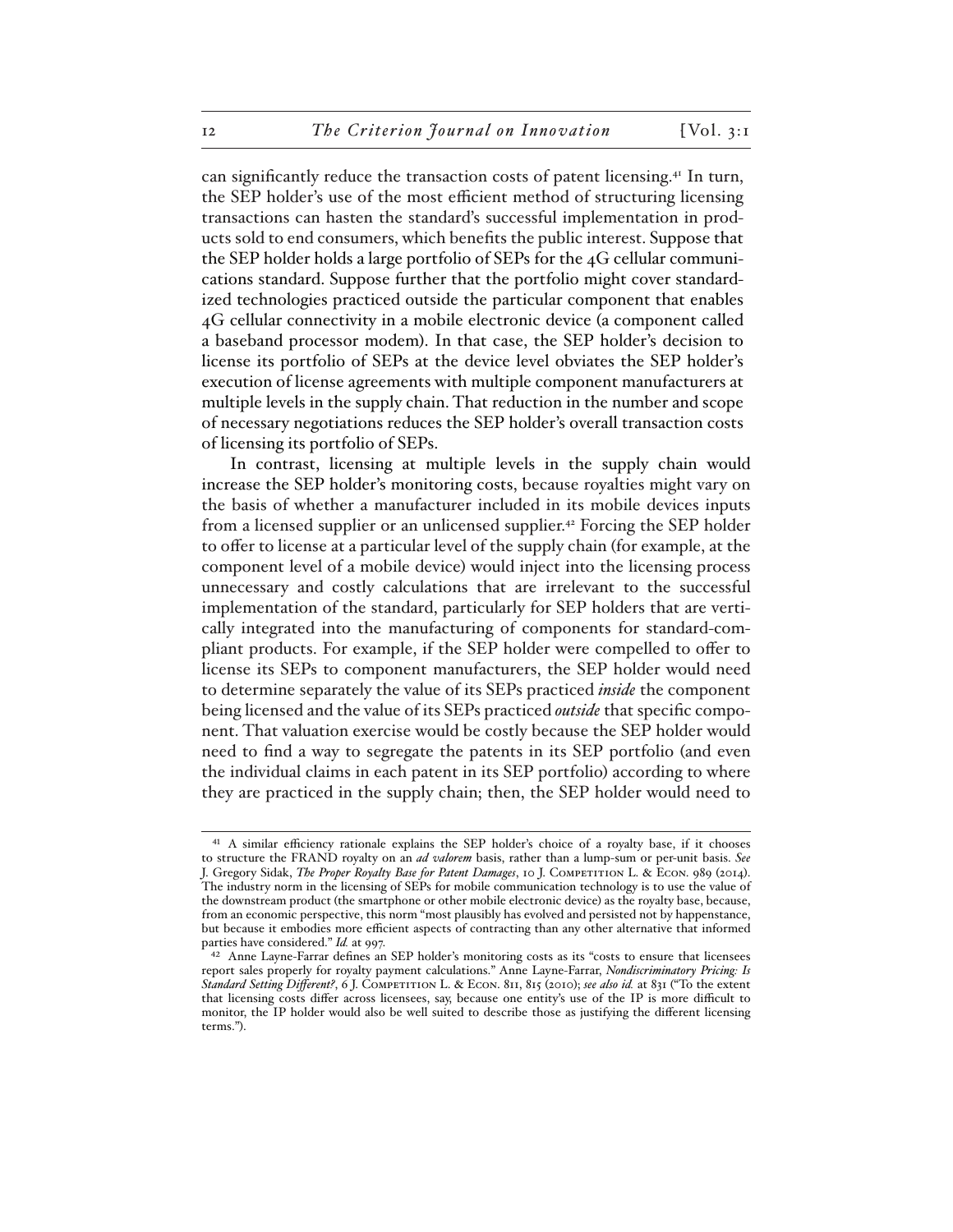can significantly reduce the transaction costs of patent licensing.[41] In turn, the SEP holder's use of the most efficient method of structuring licensing transactions can hasten the standard's successful implementation in products sold to end consumers, which benefits the public interest. Suppose that the SEP holder holds a large portfolio of SEPs for the 4G cellular communications standard. Suppose further that the portfolio might cover standardized technologies practiced outside the particular component that enables 4G cellular connectivity in a mobile electronic device (a component called a baseband processor modem). In that case, the SEP holder's decision to license its portfolio of SEPs at the device level obviates the SEP holder's execution of license agreements with multiple component manufacturers at multiple levels in the supply chain. That reduction in the number and scope of necessary negotiations reduces the SEP holder's overall transaction costs of licensing its portfolio of SEPs.

In contrast, licensing at multiple levels in the supply chain would increase the SEP holder's monitoring costs, because royalties might vary on the basis of whether a manufacturer included in its mobile devices inputs from a licensed supplier or an unlicensed supplier.[42] Forcing the SEP holder to offer to license at a particular level of the supply chain (for example, at the component level of a mobile device) would inject into the licensing process unnecessary and costly calculations that are irrelevant to the successful implementation of the standard, particularly for SEP holders that are vertically integrated into the manufacturing of components for standard-compliant products. For example, if the SEP holder were compelled to offer to license its SEPs to component manufacturers, the SEP holder would need to determine separately the value of its SEPs practiced *inside* the component being licensed and the value of its SEPs practiced *outside* that specific component. That valuation exercise would be costly because the SEP holder would need to find a way to segregate the patents in its SEP portfolio (and even the individual claims in each patent in its SEP portfolio) according to where they are practiced in the supply chain; then, the SEP holder would need to

---

[41] A similar efficiency rationale explains the SEP holder's choice of a royalty base, if it chooses to structure the FRAND royalty on an *ad valorem* basis, rather than a lump-sum or per-unit basis. *See* J. Gregory Sidak, *The Proper Royalty Base for Patent Damages*, 10 J. Competition L. & Econ. 989 (2014). The industry norm in the licensing of SEPs for mobile communication technology is to use the value of the downstream product (the smartphone or other mobile electronic device) as the royalty base, because, from an economic perspective, this norm "most plausibly has evolved and persisted not by happenstance, but because it embodies more efficient aspects of contracting than any other alternative that informed parties have considered." *Id.* at 997.

[42] Anne Layne-Farrar defines an SEP holder's monitoring costs as its "costs to ensure that licensees report sales properly for royalty payment calculations." Anne Layne-Farrar, *Nondiscriminatory Pricing: Is Standard Setting Different?*, 6 J. Competition L. & Econ. 811, 815 (2010); *see also id.* at 831 ("To the extent that licensing costs differ across licensees, say, because one entity's use of the IP is more difficult to monitor, the IP holder would also be well suited to describe those as justifying the different licensing terms.").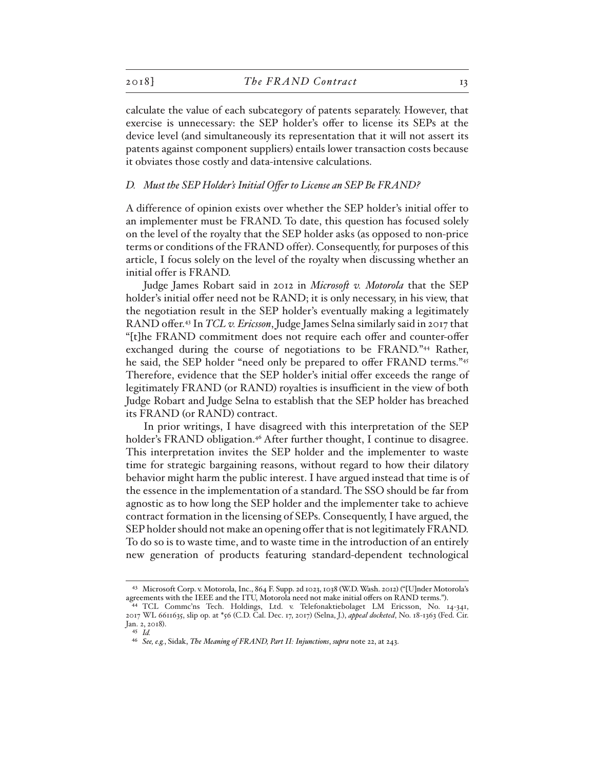calculate the value of each subcategory of patents separately. However, that exercise is unnecessary: the SEP holder's offer to license its SEPs at the device level (and simultaneously its representation that it will not assert its patents against component suppliers) entails lower transaction costs because it obviates those costly and data-intensive calculations.

### *D. Must the SEP Holder's Initial Offer to License an SEP Be FRAND?*

A difference of opinion exists over whether the SEP holder's initial offer to an implementer must be FRAND. To date, this question has focused solely on the level of the royalty that the SEP holder asks (as opposed to non-price terms or conditions of the FRAND offer). Consequently, for purposes of this article, I focus solely on the level of the royalty when discussing whether an initial offer is FRAND.

Judge James Robart said in 2012 in *Microsoft v. Motorola* that the SEP holder's initial offer need not be RAND; it is only necessary, in his view, that the negotiation result in the SEP holder's eventually making a legitimately RAND offer.[43] In *TCL v. Ericsson*, Judge James Selna similarly said in 2017 that "[t]he FRAND commitment does not require each offer and counter-offer exchanged during the course of negotiations to be FRAND."[44] Rather, he said, the SEP holder "need only be prepared to offer FRAND terms."[45] Therefore, evidence that the SEP holder's initial offer exceeds the range of legitimately FRAND (or RAND) royalties is insufficient in the view of both Judge Robart and Judge Selna to establish that the SEP holder has breached its FRAND (or RAND) contract.

In prior writings, I have disagreed with this interpretation of the SEP holder's FRAND obligation.[46] After further thought, I continue to disagree. This interpretation invites the SEP holder and the implementer to waste time for strategic bargaining reasons, without regard to how their dilatory behavior might harm the public interest. I have argued instead that time is of the essence in the implementation of a standard. The SSO should be far from agnostic as to how long the SEP holder and the implementer take to achieve contract formation in the licensing of SEPs. Consequently, I have argued, the SEP holder should not make an opening offer that is not legitimately FRAND. To do so is to waste time, and to waste time in the introduction of an entirely new generation of products featuring standard-dependent technological

---

[43] Microsoft Corp. v. Motorola, Inc., 864 F. Supp. 2d 1023, 1038 (W.D. Wash. 2012) ("[U]nder Motorola's agreements with the IEEE and the ITU, Motorola need not make initial offers on RAND terms.").

[44] TCL Commc'ns Tech. Holdings, Ltd. v. Telefonaktiebolaget LM Ericsson, No. 14-341, 2017 WL 6611635, slip op. at *56 (C.D. Cal. Dec. 17, 2017) (Selna, J.), *appeal docketed*, No. 18-1363 (Fed. Cir. Jan. 2, 2018).

[45] *Id.*

[46] *See, e.g.*, Sidak, *The Meaning of FRAND, Part II: Injunctions*, *supra* note 22, at 243.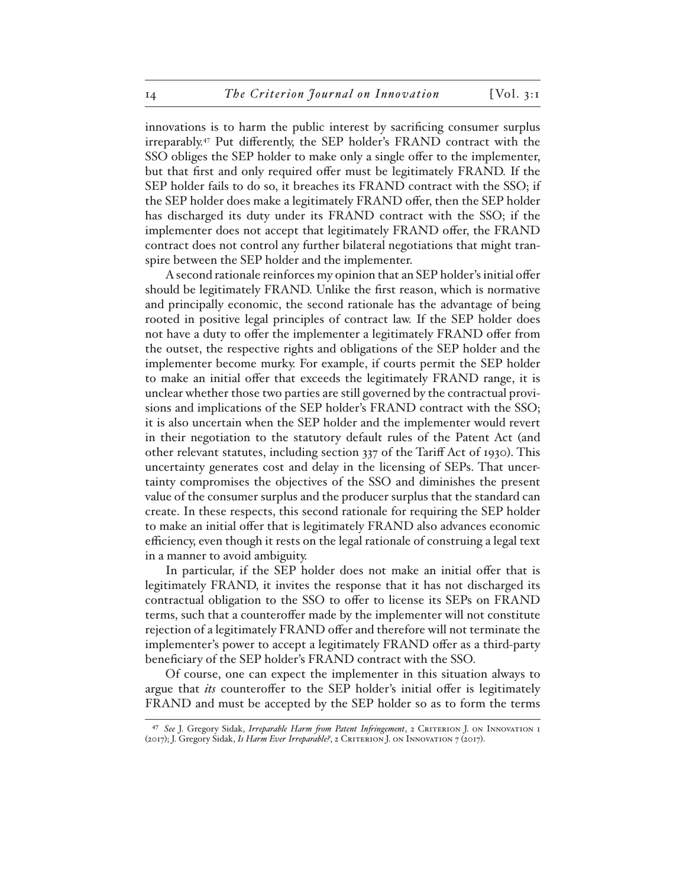innovations is to harm the public interest by sacrificing consumer surplus irreparably.[47] Put differently, the SEP holder's FRAND contract with the SSO obliges the SEP holder to make only a single offer to the implementer, but that first and only required offer must be legitimately FRAND. If the SEP holder fails to do so, it breaches its FRAND contract with the SSO; if the SEP holder does make a legitimately FRAND offer, then the SEP holder has discharged its duty under its FRAND contract with the SSO; if the implementer does not accept that legitimately FRAND offer, the FRAND contract does not control any further bilateral negotiations that might transpire between the SEP holder and the implementer.

A second rationale reinforces my opinion that an SEP holder's initial offer should be legitimately FRAND. Unlike the first reason, which is normative and principally economic, the second rationale has the advantage of being rooted in positive legal principles of contract law. If the SEP holder does not have a duty to offer the implementer a legitimately FRAND offer from the outset, the respective rights and obligations of the SEP holder and the implementer become murky. For example, if courts permit the SEP holder to make an initial offer that exceeds the legitimately FRAND range, it is unclear whether those two parties are still governed by the contractual provisions and implications of the SEP holder's FRAND contract with the SSO; it is also uncertain when the SEP holder and the implementer would revert in their negotiation to the statutory default rules of the Patent Act (and other relevant statutes, including section 337 of the Tariff Act of 1930). This uncertainty generates cost and delay in the licensing of SEPs. That uncertainty compromises the objectives of the SSO and diminishes the present value of the consumer surplus and the producer surplus that the standard can create. In these respects, this second rationale for requiring the SEP holder to make an initial offer that is legitimately FRAND also advances economic efficiency, even though it rests on the legal rationale of construing a legal text in a manner to avoid ambiguity.

In particular, if the SEP holder does not make an initial offer that is legitimately FRAND, it invites the response that it has not discharged its contractual obligation to the SSO to offer to license its SEPs on FRAND terms, such that a counteroffer made by the implementer will not constitute rejection of a legitimately FRAND offer and therefore will not terminate the implementer's power to accept a legitimately FRAND offer as a third-party beneficiary of the SEP holder's FRAND contract with the SSO.

Of course, one can expect the implementer in this situation always to argue that *its* counteroffer to the SEP holder's initial offer is legitimately FRAND and must be accepted by the SEP holder so as to form the terms

---

[47] *See* J. Gregory Sidak, *Irreparable Harm from Patent Infringement*, 2 Criterion J. on Innovation 1 (2017); J. Gregory Sidak, *Is Harm Ever Irreparable?*, 2 Criterion J. on Innovation 7 (2017).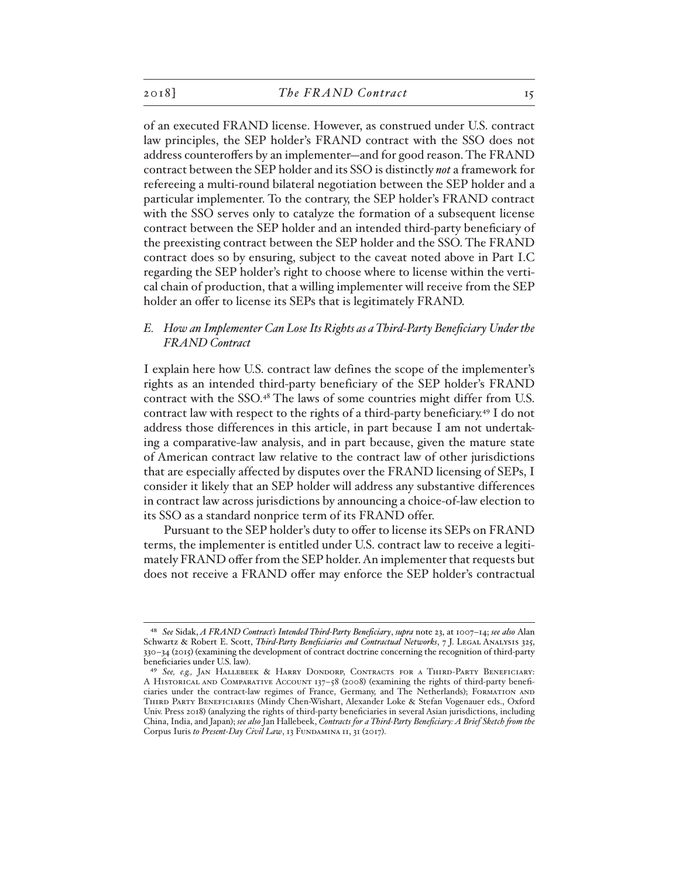of an executed FRAND license. However, as construed under U.S. contract law principles, the SEP holder's FRAND contract with the SSO does not address counteroffers by an implementer—and for good reason. The FRAND contract between the SEP holder and its SSO is distinctly *not* a framework for refereeing a multi-round bilateral negotiation between the SEP holder and a particular implementer. To the contrary, the SEP holder's FRAND contract with the SSO serves only to catalyze the formation of a subsequent license contract between the SEP holder and an intended third-party beneficiary of the preexisting contract between the SEP holder and the SSO. The FRAND contract does so by ensuring, subject to the caveat noted above in Part I.C regarding the SEP holder's right to choose where to license within the vertical chain of production, that a willing implementer will receive from the SEP holder an offer to license its SEPs that is legitimately FRAND.

### *E. How an Implementer Can Lose Its Rights as a Third-Party Beneficiary Under the FRAND Contract*

I explain here how U.S. contract law defines the scope of the implementer's rights as an intended third-party beneficiary of the SEP holder's FRAND contract with the SSO.[48] The laws of some countries might differ from U.S. contract law with respect to the rights of a third-party beneficiary.[49] I do not address those differences in this article, in part because I am not undertaking a comparative-law analysis, and in part because, given the mature state of American contract law relative to the contract law of other jurisdictions that are especially affected by disputes over the FRAND licensing of SEPs, I consider it likely that an SEP holder will address any substantive differences in contract law across jurisdictions by announcing a choice-of-law election to its SSO as a standard nonprice term of its FRAND offer.

Pursuant to the SEP holder's duty to offer to license its SEPs on FRAND terms, the implementer is entitled under U.S. contract law to receive a legitimately FRAND offer from the SEP holder. An implementer that requests but does not receive a FRAND offer may enforce the SEP holder's contractual

---

[48] *See* Sidak, *A FRAND Contract's Intended Third-Party Beneficiary*, *supra* note 23, at 1007–14; *see also* Alan Schwartz & Robert E. Scott, *Third-Party Beneficiaries and Contractual Networks*, 7 J. Legal Analysis 325, 330–34 (2015) (examining the development of contract doctrine concerning the recognition of third-party beneficiaries under U.S. law).

[49] *See, e.g.,* Jan Hallebeek & Harry Dondorp, Contracts for a Third-Party Beneficiary: A Historical and Comparative Account 137–58 (2008) (examining the rights of third-party beneficiaries under the contract-law regimes of France, Germany, and The Netherlands); Formation and Third Party Beneficiaries (Mindy Chen-Wishart, Alexander Loke & Stefan Vogenauer eds., Oxford Univ. Press 2018) (analyzing the rights of third-party beneficiaries in several Asian jurisdictions, including China, India, and Japan); *see also* Jan Hallebeek, *Contracts for a Third-Party Beneficiary: A Brief Sketch from the* Corpus Iuris *to Present-Day Civil Law*, 13 Fundamina 11, 31 (2017).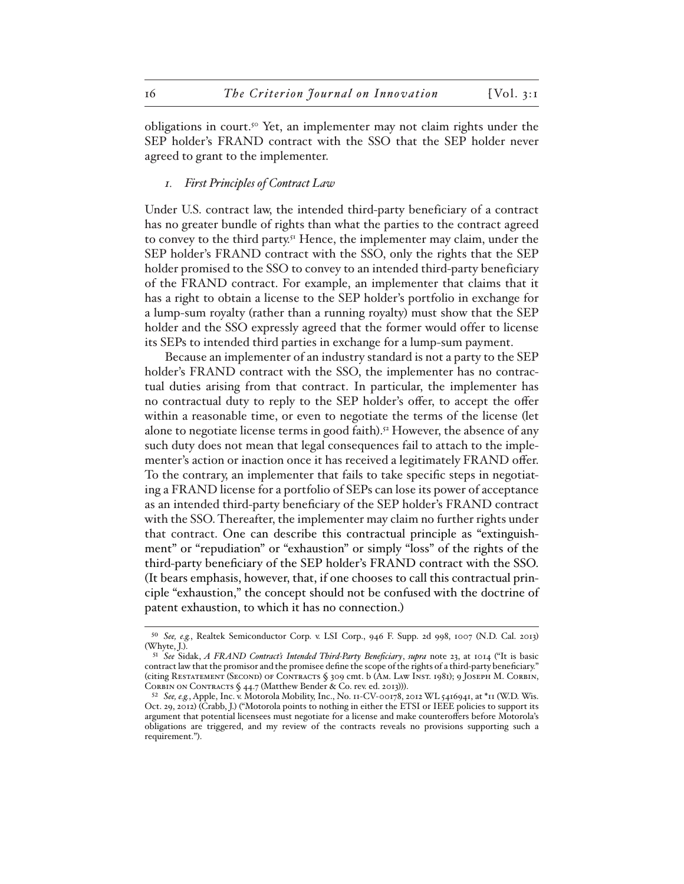obligations in court.[50] Yet, an implementer may not claim rights under the SEP holder's FRAND contract with the SSO that the SEP holder never agreed to grant to the implementer.

### *1. First Principles of Contract Law*

Under U.S. contract law, the intended third-party beneficiary of a contract has no greater bundle of rights than what the parties to the contract agreed to convey to the third party.[51] Hence, the implementer may claim, under the SEP holder's FRAND contract with the SSO, only the rights that the SEP holder promised to the SSO to convey to an intended third-party beneficiary of the FRAND contract. For example, an implementer that claims that it has a right to obtain a license to the SEP holder's portfolio in exchange for a lump-sum royalty (rather than a running royalty) must show that the SEP holder and the SSO expressly agreed that the former would offer to license its SEPs to intended third parties in exchange for a lump-sum payment.

Because an implementer of an industry standard is not a party to the SEP holder's FRAND contract with the SSO, the implementer has no contractual duties arising from that contract. In particular, the implementer has no contractual duty to reply to the SEP holder's offer, to accept the offer within a reasonable time, or even to negotiate the terms of the license (let alone to negotiate license terms in good faith).[52] However, the absence of any such duty does not mean that legal consequences fail to attach to the implementer's action or inaction once it has received a legitimately FRAND offer. To the contrary, an implementer that fails to take specific steps in negotiating a FRAND license for a portfolio of SEPs can lose its power of acceptance as an intended third-party beneficiary of the SEP holder's FRAND contract with the SSO. Thereafter, the implementer may claim no further rights under that contract. One can describe this contractual principle as "extinguishment" or "repudiation" or "exhaustion" or simply "loss" of the rights of the third-party beneficiary of the SEP holder's FRAND contract with the SSO. (It bears emphasis, however, that, if one chooses to call this contractual principle "exhaustion," the concept should not be confused with the doctrine of patent exhaustion, to which it has no connection.)

---

[50] *See, e.g.*, Realtek Semiconductor Corp. v. LSI Corp., 946 F. Supp. 2d 998, 1007 (N.D. Cal. 2013) (Whyte, J.).

[51] *See* Sidak, *A FRAND Contract's Intended Third-Party Beneficiary*, *supra* note 23, at 1014 ("It is basic contract law that the promisor and the promisee define the scope of the rights of a third-party beneficiary." (citing Restatement (Second) of Contracts § 309 cmt. b (Am. Law Inst. 1981); 9 Joseph M. Corbin, Corbin on Contracts § 44.7 (Matthew Bender & Co. rev. ed. 2013))).

[52] *See, e.g.*, Apple, Inc. v. Motorola Mobility, Inc., No. 11-CV-00178, 2012 WL 5416941, at *11 (W.D. Wis. Oct. 29, 2012) (Crabb, J.) ("Motorola points to nothing in either the ETSI or IEEE policies to support its argument that potential licensees must negotiate for a license and make counteroffers before Motorola's obligations are triggered, and my review of the contracts reveals no provisions supporting such a requirement.").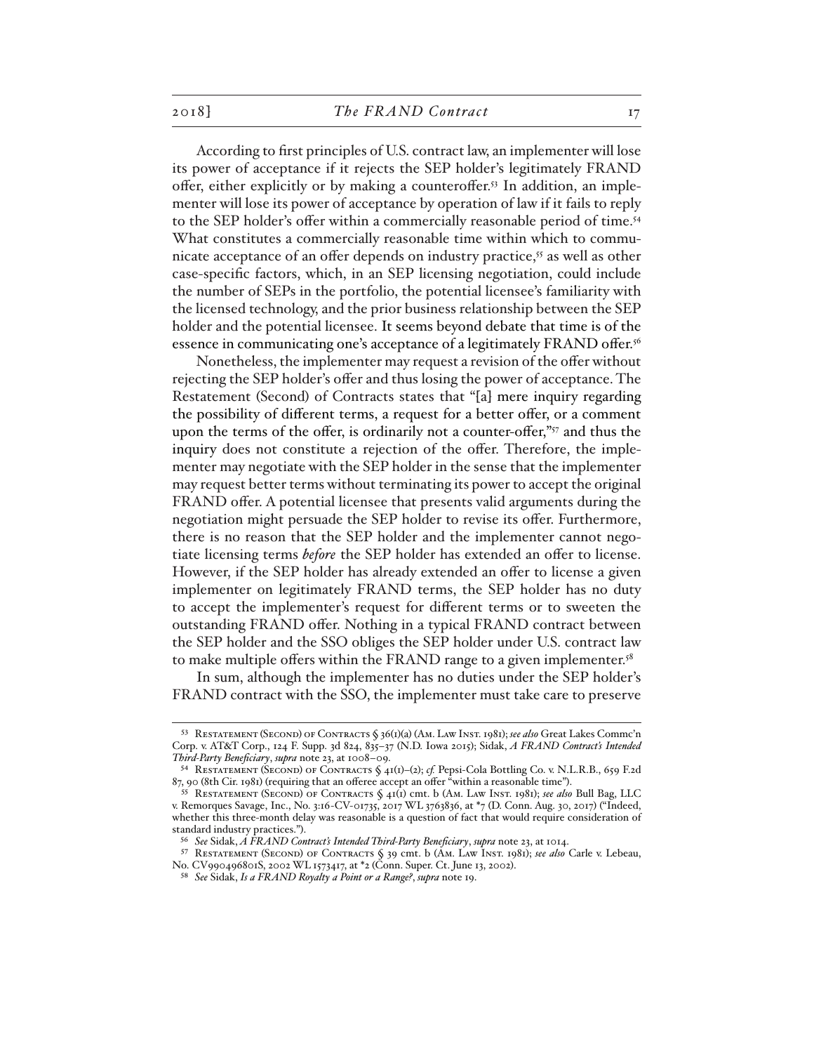According to first principles of U.S. contract law, an implementer will lose its power of acceptance if it rejects the SEP holder's legitimately FRAND offer, either explicitly or by making a counteroffer.[53] In addition, an implementer will lose its power of acceptance by operation of law if it fails to reply to the SEP holder's offer within a commercially reasonable period of time.[54] What constitutes a commercially reasonable time within which to communicate acceptance of an offer depends on industry practice,[55] as well as other case-specific factors, which, in an SEP licensing negotiation, could include the number of SEPs in the portfolio, the potential licensee's familiarity with the licensed technology, and the prior business relationship between the SEP holder and the potential licensee. It seems beyond debate that time is of the essence in communicating one's acceptance of a legitimately FRAND offer.[56]

Nonetheless, the implementer may request a revision of the offer without rejecting the SEP holder's offer and thus losing the power of acceptance. The Restatement (Second) of Contracts states that "[a] mere inquiry regarding the possibility of different terms, a request for a better offer, or a comment upon the terms of the offer, is ordinarily not a counter-offer,"[57] and thus the inquiry does not constitute a rejection of the offer. Therefore, the implementer may negotiate with the SEP holder in the sense that the implementer may request better terms without terminating its power to accept the original FRAND offer. A potential licensee that presents valid arguments during the negotiation might persuade the SEP holder to revise its offer. Furthermore, there is no reason that the SEP holder and the implementer cannot negotiate licensing terms *before* the SEP holder has extended an offer to license. However, if the SEP holder has already extended an offer to license a given implementer on legitimately FRAND terms, the SEP holder has no duty to accept the implementer's request for different terms or to sweeten the outstanding FRAND offer. Nothing in a typical FRAND contract between the SEP holder and the SSO obliges the SEP holder under U.S. contract law to make multiple offers within the FRAND range to a given implementer.[58]

In sum, although the implementer has no duties under the SEP holder's FRAND contract with the SSO, the implementer must take care to preserve

---

[53] Restatement (Second) of Contracts § 36(1)(a) (Am. Law Inst. 1981); *see also* Great Lakes Commc'n Corp. v. AT&T Corp., 124 F. Supp. 3d 824, 835–37 (N.D. Iowa 2015); Sidak, *A FRAND Contract's Intended Third-Party Beneficiary*, *supra* note 23, at 1008–09.

[54] Restatement (Second) of Contracts § 41(1)–(2); *cf.* Pepsi-Cola Bottling Co. v. N.L.R.B., 659 F.2d 87, 90 (8th Cir. 1981) (requiring that an offeree accept an offer "within a reasonable time").

[55] Restatement (Second) of Contracts § 41(1) cmt. b (Am. Law Inst. 1981); *see also* Bull Bag, LLC v. Remorques Savage, Inc., No. 3:16-CV-01735, 2017 WL 3763836, at *7 (D. Conn. Aug. 30, 2017) ("Indeed, whether this three-month delay was reasonable is a question of fact that would require consideration of standard industry practices.").

[56] *See* Sidak, *A FRAND Contract's Intended Third-Party Beneficiary*, *supra* note 23, at 1014.

[57] Restatement (Second) of Contracts § 39 cmt. b (Am. Law Inst. 1981); *see also* Carle v. Lebeau, No. CV990496801S, 2002 WL 1573417, at *2 (Conn. Super. Ct. June 13, 2002).

[58] *See* Sidak, *Is a FRAND Royalty a Point or a Range?*, *supra* note 19.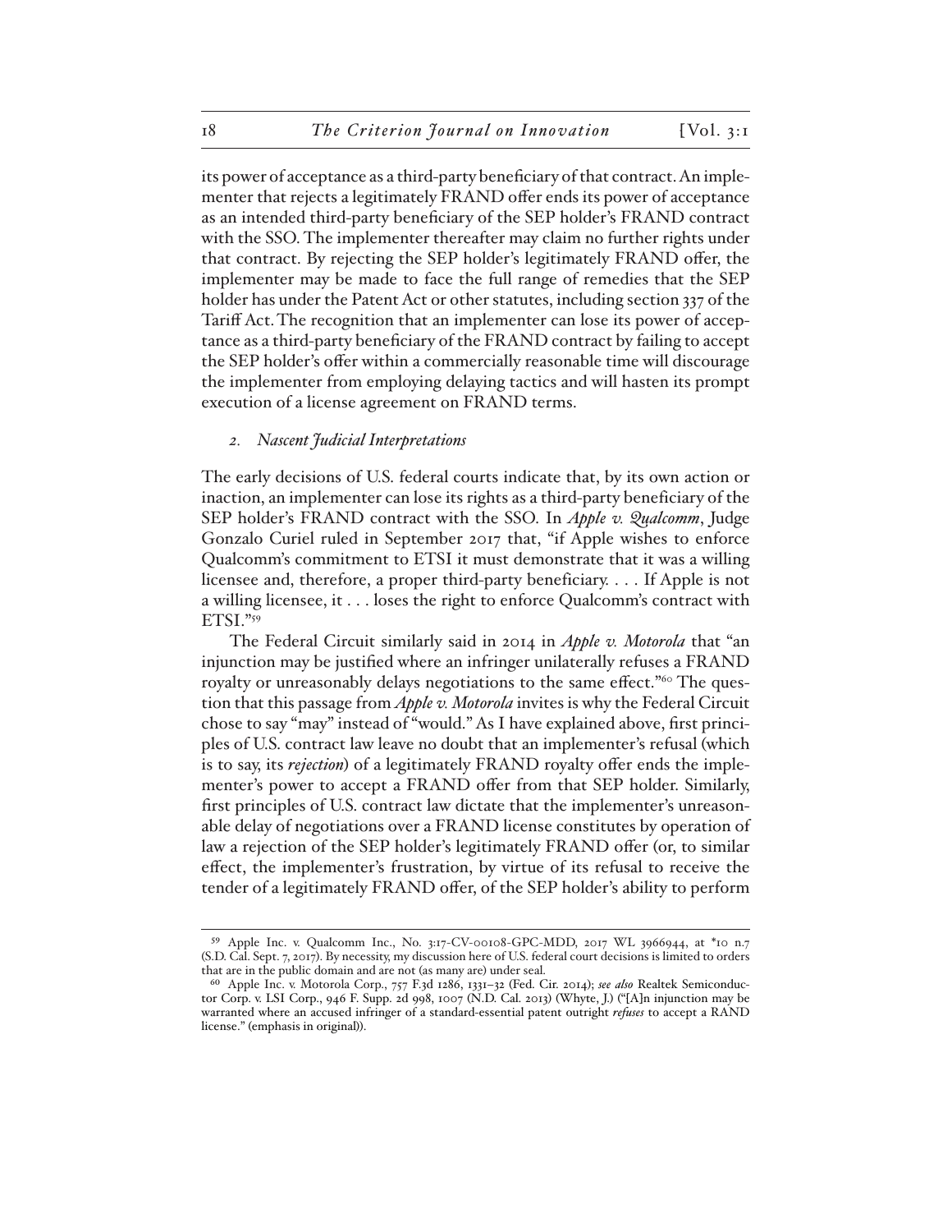its power of acceptance as a third-party beneficiary of that contract. An implementer that rejects a legitimately FRAND offer ends its power of acceptance as an intended third-party beneficiary of the SEP holder's FRAND contract with the SSO. The implementer thereafter may claim no further rights under that contract. By rejecting the SEP holder's legitimately FRAND offer, the implementer may be made to face the full range of remedies that the SEP holder has under the Patent Act or other statutes, including section 337 of the Tariff Act. The recognition that an implementer can lose its power of acceptance as a third-party beneficiary of the FRAND contract by failing to accept the SEP holder's offer within a commercially reasonable time will discourage the implementer from employing delaying tactics and will hasten its prompt execution of a license agreement on FRAND terms.

### *2. Nascent Judicial Interpretations*

The early decisions of U.S. federal courts indicate that, by its own action or inaction, an implementer can lose its rights as a third-party beneficiary of the SEP holder's FRAND contract with the SSO. In *Apple v. Qualcomm*, Judge Gonzalo Curiel ruled in September 2017 that, "if Apple wishes to enforce Qualcomm's commitment to ETSI it must demonstrate that it was a willing licensee and, therefore, a proper third-party beneficiary. . . . If Apple is not a willing licensee, it . . . loses the right to enforce Qualcomm's contract with ETSI."[59]

The Federal Circuit similarly said in 2014 in *Apple v. Motorola* that "an injunction may be justified where an infringer unilaterally refuses a FRAND royalty or unreasonably delays negotiations to the same effect."[60] The question that this passage from *Apple v. Motorola* invites is why the Federal Circuit chose to say "may" instead of "would." As I have explained above, first principles of U.S. contract law leave no doubt that an implementer's refusal (which is to say, its *rejection*) of a legitimately FRAND royalty offer ends the implementer's power to accept a FRAND offer from that SEP holder. Similarly, first principles of U.S. contract law dictate that the implementer's unreasonable delay of negotiations over a FRAND license constitutes by operation of law a rejection of the SEP holder's legitimately FRAND offer (or, to similar effect, the implementer's frustration, by virtue of its refusal to receive the tender of a legitimately FRAND offer, of the SEP holder's ability to perform

---

[59] Apple Inc. v. Qualcomm Inc., No. 3:17-CV-00108-GPC-MDD, 2017 WL 3966944, at *10 n.7 (S.D. Cal. Sept. 7, 2017). By necessity, my discussion here of U.S. federal court decisions is limited to orders that are in the public domain and are not (as many are) under seal.

[60] Apple Inc. v. Motorola Corp., 757 F.3d 1286, 1331–32 (Fed. Cir. 2014); *see also* Realtek Semiconductor Corp. v. LSI Corp., 946 F. Supp. 2d 998, 1007 (N.D. Cal. 2013) (Whyte, J.) ("[A]n injunction may be warranted where an accused infringer of a standard-essential patent outright *refuses* to accept a RAND license." (emphasis in original)).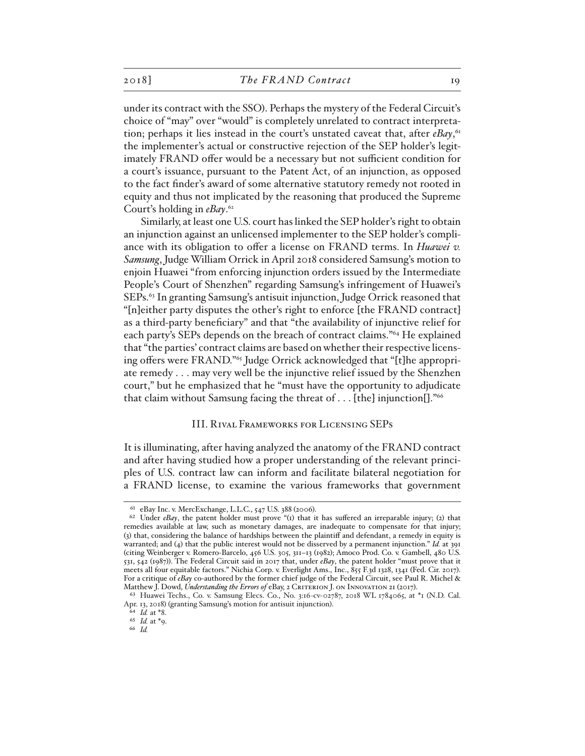under its contract with the SSO). Perhaps the mystery of the Federal Circuit's choice of "may" over "would" is completely unrelated to contract interpretation; perhaps it lies instead in the court's unstated caveat that, after *eBay*,[61] the implementer's actual or constructive rejection of the SEP holder's legitimately FRAND offer would be a necessary but not sufficient condition for a court's issuance, pursuant to the Patent Act, of an injunction, as opposed to the fact finder's award of some alternative statutory remedy not rooted in equity and thus not implicated by the reasoning that produced the Supreme Court's holding in *eBay*.[62]

Similarly, at least one U.S. court has linked the SEP holder's right to obtain an injunction against an unlicensed implementer to the SEP holder's compliance with its obligation to offer a license on FRAND terms. In *Huawei v. Samsung*, Judge William Orrick in April 2018 considered Samsung's motion to enjoin Huawei "from enforcing injunction orders issued by the Intermediate People's Court of Shenzhen" regarding Samsung's infringement of Huawei's SEPs.[63] In granting Samsung's antisuit injunction, Judge Orrick reasoned that "[n]either party disputes the other's right to enforce [the FRAND contract] as a third-party beneficiary" and that "the availability of injunctive relief for each party's SEPs depends on the breach of contract claims."[64] He explained that "the parties' contract claims are based on whether their respective licensing offers were FRAND."[65] Judge Orrick acknowledged that "[t]he appropriate remedy . . . may very well be the injunctive relief issued by the Shenzhen court," but he emphasized that he "must have the opportunity to adjudicate that claim without Samsung facing the threat of . . . [the] injunction[]."[66]

## III. Rival Frameworks for Licensing SEPs

It is illuminating, after having analyzed the anatomy of the FRAND contract and after having studied how a proper understanding of the relevant principles of U.S. contract law can inform and facilitate bilateral negotiation for a FRAND license, to examine the various frameworks that government

---

[61] eBay Inc. v. MercExchange, L.L.C., 547 U.S. 388 (2006).

[62] Under *eBay*, the patent holder must prove "(1) that it has suffered an irreparable injury; (2) that remedies available at law, such as monetary damages, are inadequate to compensate for that injury; (3) that, considering the balance of hardships between the plaintiff and defendant, a remedy in equity is warranted; and (4) that the public interest would not be disserved by a permanent injunction." *Id.* at 391 (citing Weinberger v. Romero-Barcelo, 456 U.S. 305, 311–13 (1982); Amoco Prod. Co. v. Gambell, 480 U.S. 531, 542 (1987)). The Federal Circuit said in 2017 that, under *eBay*, the patent holder "must prove that it meets all four equitable factors." Nichia Corp. v. Everlight Ams., Inc., 855 F.3d 1328, 1341 (Fed. Cir. 2017). For a critique of *eBay* co-authored by the former chief judge of the Federal Circuit, see Paul R. Michel & Matthew J. Dowd, *Understanding the Errors of* eBay, 2 Criterion J. on Innovation 21 (2017).

[63] Huawei Techs., Co. v. Samsung Elecs. Co., No. 3:16-cv-02787, 2018 WL 1784065, at *1 (N.D. Cal. Apr. 13, 2018) (granting Samsung's motion for antisuit injunction).

[64] *Id.* at *8.

[65] *Id.* at *9.

[66] *Id.*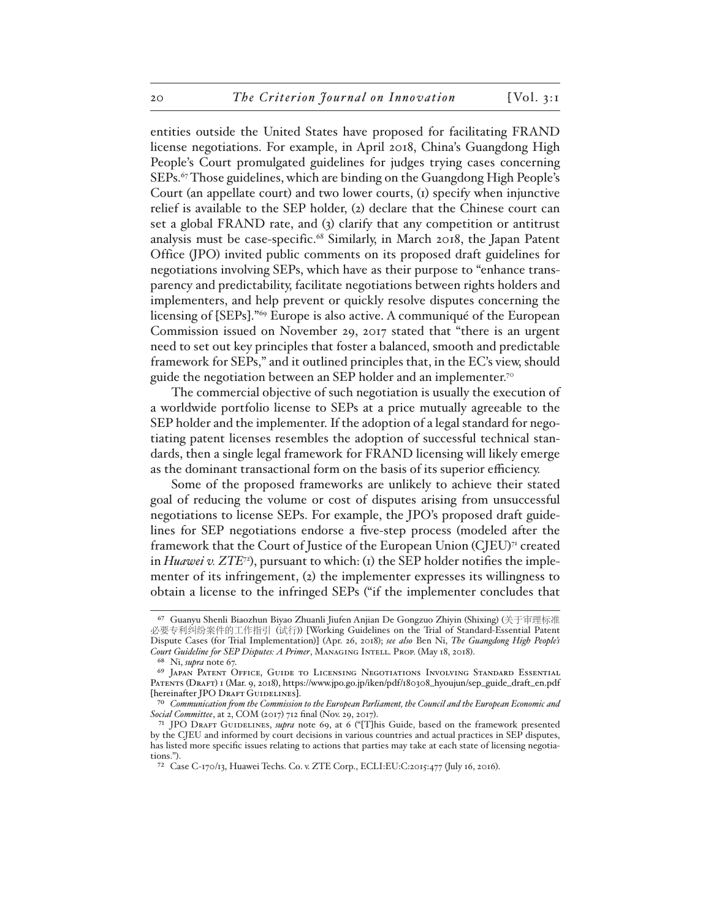entities outside the United States have proposed for facilitating FRAND license negotiations. For example, in April 2018, China's Guangdong High People's Court promulgated guidelines for judges trying cases concerning SEPs.[67] Those guidelines, which are binding on the Guangdong High People's Court (an appellate court) and two lower courts, (1) specify when injunctive relief is available to the SEP holder, (2) declare that the Chinese court can set a global FRAND rate, and (3) clarify that any competition or antitrust analysis must be case-specific.[68] Similarly, in March 2018, the Japan Patent Office (JPO) invited public comments on its proposed draft guidelines for negotiations involving SEPs, which have as their purpose to "enhance transparency and predictability, facilitate negotiations between rights holders and implementers, and help prevent or quickly resolve disputes concerning the licensing of [SEPs]."[69] Europe is also active. A communiqué of the European Commission issued on November 29, 2017 stated that "there is an urgent need to set out key principles that foster a balanced, smooth and predictable framework for SEPs," and it outlined principles that, in the EC's view, should guide the negotiation between an SEP holder and an implementer.[70]

The commercial objective of such negotiation is usually the execution of a worldwide portfolio license to SEPs at a price mutually agreeable to the SEP holder and the implementer. If the adoption of a legal standard for negotiating patent licenses resembles the adoption of successful technical standards, then a single legal framework for FRAND licensing will likely emerge as the dominant transactional form on the basis of its superior efficiency.

Some of the proposed frameworks are unlikely to achieve their stated goal of reducing the volume or cost of disputes arising from unsuccessful negotiations to license SEPs. For example, the JPO's proposed draft guidelines for SEP negotiations endorse a five-step process (modeled after the framework that the Court of Justice of the European Union (CJEU)[71] created in *Huawei v. ZTE*[72]), pursuant to which: (1) the SEP holder notifies the implementer of its infringement, (2) the implementer expresses its willingness to obtain a license to the infringed SEPs ("if the implementer concludes that

---

[67] Guanyu Shenli Biaozhun Biyao Zhuanli Jiufen Anjian De Gongzuo Zhiyin (Shixing) (关于审理标准必要专利纠纷案件的工作指引（试行）) [Working Guidelines on the Trial of Standard-Essential Patent Dispute Cases (for Trial Implementation)] (Apr. 26, 2018); *see also* Ben Ni, *The Guangdong High People's Court Guideline for SEP Disputes: A Primer*, Managing Intell. Prop. (May 18, 2018).

[68] Ni, *supra* note 67.

[69] Japan Patent Office, Guide to Licensing Negotiations Involving Standard Essential Patents (Draft) 1 (Mar. 9, 2018), https://www.jpo.go.jp/iken/pdf/180308_hyoujun/sep_guide_draft_en.pdf [hereinafter JPO Draft Guidelines].

[70] *Communication from the Commission to the European Parliament, the Council and the European Economic and Social Committee*, at 2, COM (2017) 712 final (Nov. 29, 2017).

[71] JPO Draft Guidelines, *supra* note 69, at 6 ("[T]his Guide, based on the framework presented by the CJEU and informed by court decisions in various countries and actual practices in SEP disputes, has listed more specific issues relating to actions that parties may take at each state of licensing negotiations.").

[72] Case C-170/13, Huawei Techs. Co. v. ZTE Corp., ECLI:EU:C:2015:477 (July 16, 2016).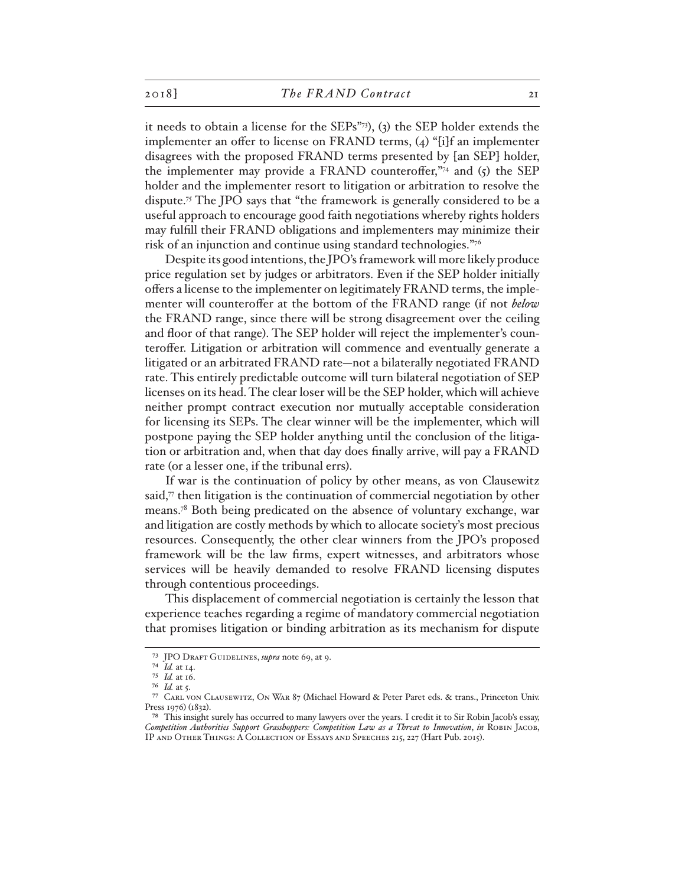it needs to obtain a license for the SEPs"[73]), (3) the SEP holder extends the implementer an offer to license on FRAND terms, (4) "[i]f an implementer disagrees with the proposed FRAND terms presented by [an SEP] holder, the implementer may provide a FRAND counteroffer,"[74] and (5) the SEP holder and the implementer resort to litigation or arbitration to resolve the dispute.[75] The JPO says that "the framework is generally considered to be a useful approach to encourage good faith negotiations whereby rights holders may fulfill their FRAND obligations and implementers may minimize their risk of an injunction and continue using standard technologies."[76]

Despite its good intentions, the JPO's framework will more likely produce price regulation set by judges or arbitrators. Even if the SEP holder initially offers a license to the implementer on legitimately FRAND terms, the implementer will counteroffer at the bottom of the FRAND range (if not *below* the FRAND range, since there will be strong disagreement over the ceiling and floor of that range). The SEP holder will reject the implementer's counteroffer. Litigation or arbitration will commence and eventually generate a litigated or an arbitrated FRAND rate—not a bilaterally negotiated FRAND rate. This entirely predictable outcome will turn bilateral negotiation of SEP licenses on its head. The clear loser will be the SEP holder, which will achieve neither prompt contract execution nor mutually acceptable consideration for licensing its SEPs. The clear winner will be the implementer, which will postpone paying the SEP holder anything until the conclusion of the litigation or arbitration and, when that day does finally arrive, will pay a FRAND rate (or a lesser one, if the tribunal errs).

If war is the continuation of policy by other means, as von Clausewitz said,[77] then litigation is the continuation of commercial negotiation by other means.[78] Both being predicated on the absence of voluntary exchange, war and litigation are costly methods by which to allocate society's most precious resources. Consequently, the other clear winners from the JPO's proposed framework will be the law firms, expert witnesses, and arbitrators whose services will be heavily demanded to resolve FRAND licensing disputes through contentious proceedings.

This displacement of commercial negotiation is certainly the lesson that experience teaches regarding a regime of mandatory commercial negotiation that promises litigation or binding arbitration as its mechanism for dispute

---

[73] JPO Draft Guidelines, *supra* note 69, at 9.

[74] *Id.* at 14.

[75] *Id.* at 16.

[76] *Id.* at 5.

[77] Carl von Clausewitz, On War 87 (Michael Howard & Peter Paret eds. & trans., Princeton Univ. Press 1976) (1832).

[78] This insight surely has occurred to many lawyers over the years. I credit it to Sir Robin Jacob's essay, *Competition Authorities Support Grasshoppers: Competition Law as a Threat to Innovation*, *in* Robin Jacob, IP and Other Things: A Collection of Essays and Speeches 215, 227 (Hart Pub. 2015).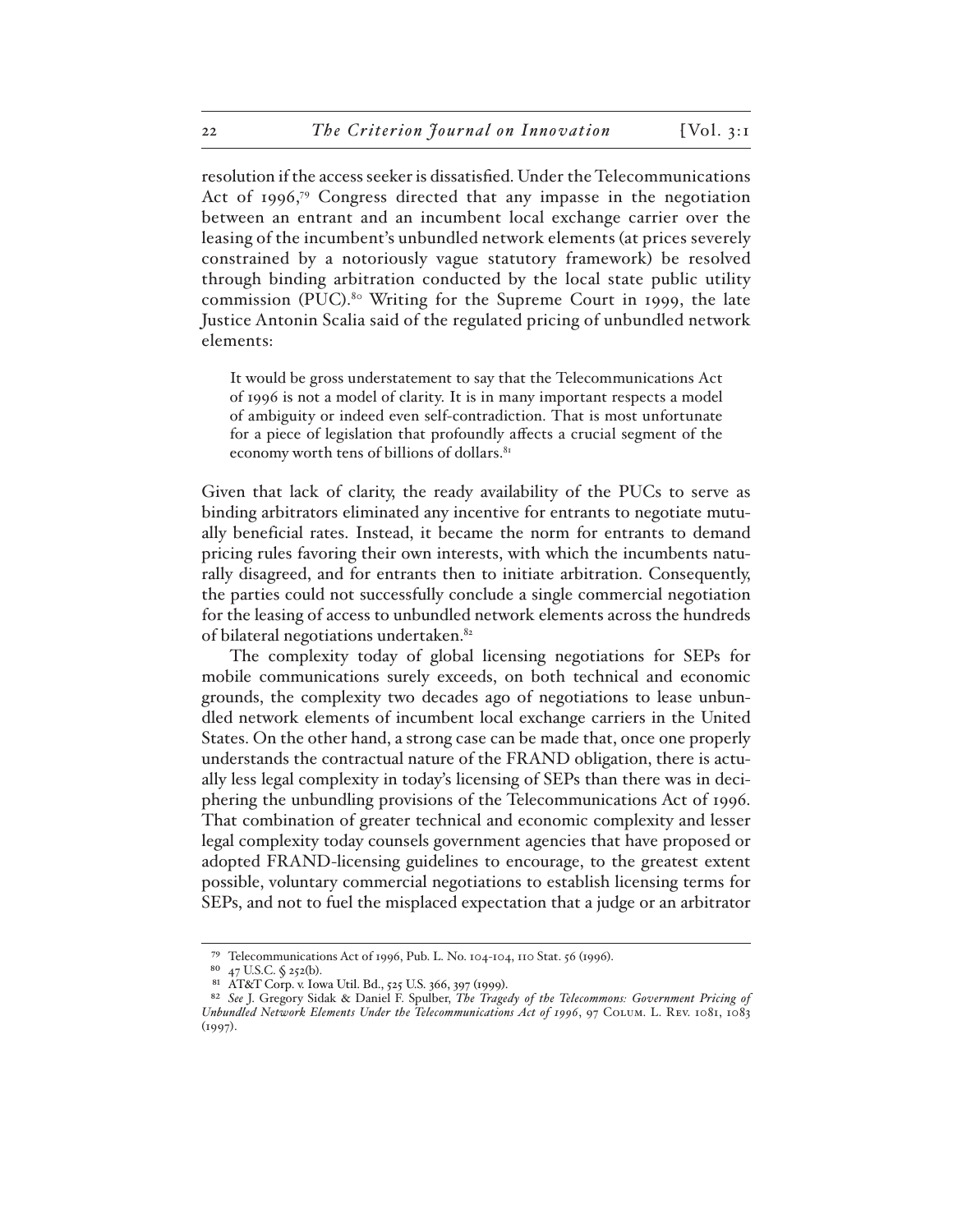resolution if the access seeker is dissatisfied. Under the Telecommunications Act of 1996,[79] Congress directed that any impasse in the negotiation between an entrant and an incumbent local exchange carrier over the leasing of the incumbent's unbundled network elements (at prices severely constrained by a notoriously vague statutory framework) be resolved through binding arbitration conducted by the local state public utility commission (PUC).[80] Writing for the Supreme Court in 1999, the late Justice Antonin Scalia said of the regulated pricing of unbundled network elements:

> It would be gross understatement to say that the Telecommunications Act of 1996 is not a model of clarity. It is in many important respects a model of ambiguity or indeed even self-contradiction. That is most unfortunate for a piece of legislation that profoundly affects a crucial segment of the economy worth tens of billions of dollars.[81]

Given that lack of clarity, the ready availability of the PUCs to serve as binding arbitrators eliminated any incentive for entrants to negotiate mutually beneficial rates. Instead, it became the norm for entrants to demand pricing rules favoring their own interests, with which the incumbents naturally disagreed, and for entrants then to initiate arbitration. Consequently, the parties could not successfully conclude a single commercial negotiation for the leasing of access to unbundled network elements across the hundreds of bilateral negotiations undertaken.[82]

The complexity today of global licensing negotiations for SEPs for mobile communications surely exceeds, on both technical and economic grounds, the complexity two decades ago of negotiations to lease unbundled network elements of incumbent local exchange carriers in the United States. On the other hand, a strong case can be made that, once one properly understands the contractual nature of the FRAND obligation, there is actually less legal complexity in today's licensing of SEPs than there was in deciphering the unbundling provisions of the Telecommunications Act of 1996. That combination of greater technical and economic complexity and lesser legal complexity today counsels government agencies that have proposed or adopted FRAND-licensing guidelines to encourage, to the greatest extent possible, voluntary commercial negotiations to establish licensing terms for SEPs, and not to fuel the misplaced expectation that a judge or an arbitrator

---

[79] Telecommunications Act of 1996, Pub. L. No. 104-104, 110 Stat. 56 (1996).

[80] 47 U.S.C. § 252(b).

[81] AT&T Corp. v. Iowa Util. Bd., 525 U.S. 366, 397 (1999).

[82] *See* J. Gregory Sidak & Daniel F. Spulber, *The Tragedy of the Telecommons: Government Pricing of Unbundled Network Elements Under the Telecommunications Act of 1996*, 97 Colum. L. Rev. 1081, 1083 (1997).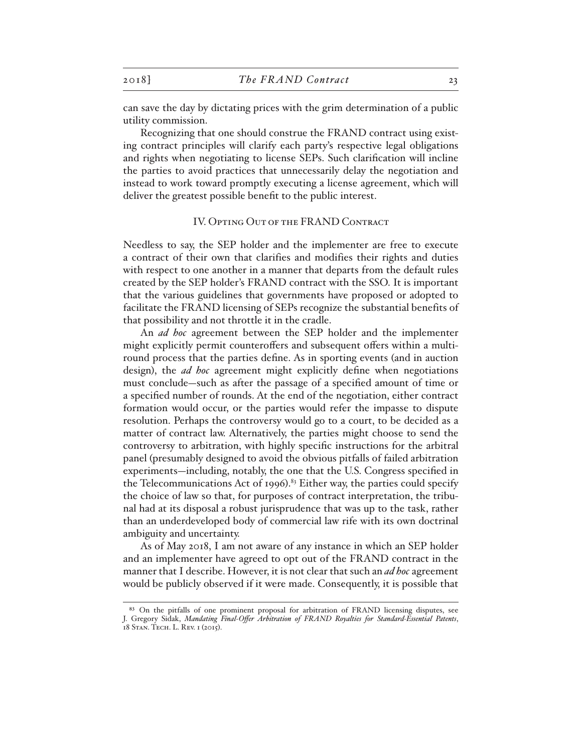can save the day by dictating prices with the grim determination of a public utility commission.

Recognizing that one should construe the FRAND contract using existing contract principles will clarify each party's respective legal obligations and rights when negotiating to license SEPs. Such clarification will incline the parties to avoid practices that unnecessarily delay the negotiation and instead to work toward promptly executing a license agreement, which will deliver the greatest possible benefit to the public interest.

## IV. Opting Out of the FRAND Contract

Needless to say, the SEP holder and the implementer are free to execute a contract of their own that clarifies and modifies their rights and duties with respect to one another in a manner that departs from the default rules created by the SEP holder's FRAND contract with the SSO. It is important that the various guidelines that governments have proposed or adopted to facilitate the FRAND licensing of SEPs recognize the substantial benefits of that possibility and not throttle it in the cradle.

An *ad hoc* agreement between the SEP holder and the implementer might explicitly permit counteroffers and subsequent offers within a multi-round process that the parties define. As in sporting events (and in auction design), the *ad hoc* agreement might explicitly define when negotiations must conclude—such as after the passage of a specified amount of time or a specified number of rounds. At the end of the negotiation, either contract formation would occur, or the parties would refer the impasse to dispute resolution. Perhaps the controversy would go to a court, to be decided as a matter of contract law. Alternatively, the parties might choose to send the controversy to arbitration, with highly specific instructions for the arbitral panel (presumably designed to avoid the obvious pitfalls of failed arbitration experiments—including, notably, the one that the U.S. Congress specified in the Telecommunications Act of 1996).[83] Either way, the parties could specify the choice of law so that, for purposes of contract interpretation, the tribunal had at its disposal a robust jurisprudence that was up to the task, rather than an underdeveloped body of commercial law rife with its own doctrinal ambiguity and uncertainty.

As of May 2018, I am not aware of any instance in which an SEP holder and an implementer have agreed to opt out of the FRAND contract in the manner that I describe. However, it is not clear that such an *ad hoc* agreement would be publicly observed if it were made. Consequently, it is possible that

---

[83] On the pitfalls of one prominent proposal for arbitration of FRAND licensing disputes, see J. Gregory Sidak, *Mandating Final-Offer Arbitration of FRAND Royalties for Standard-Essential Patents*, 18 Stan. Tech. L. Rev. 1 (2015).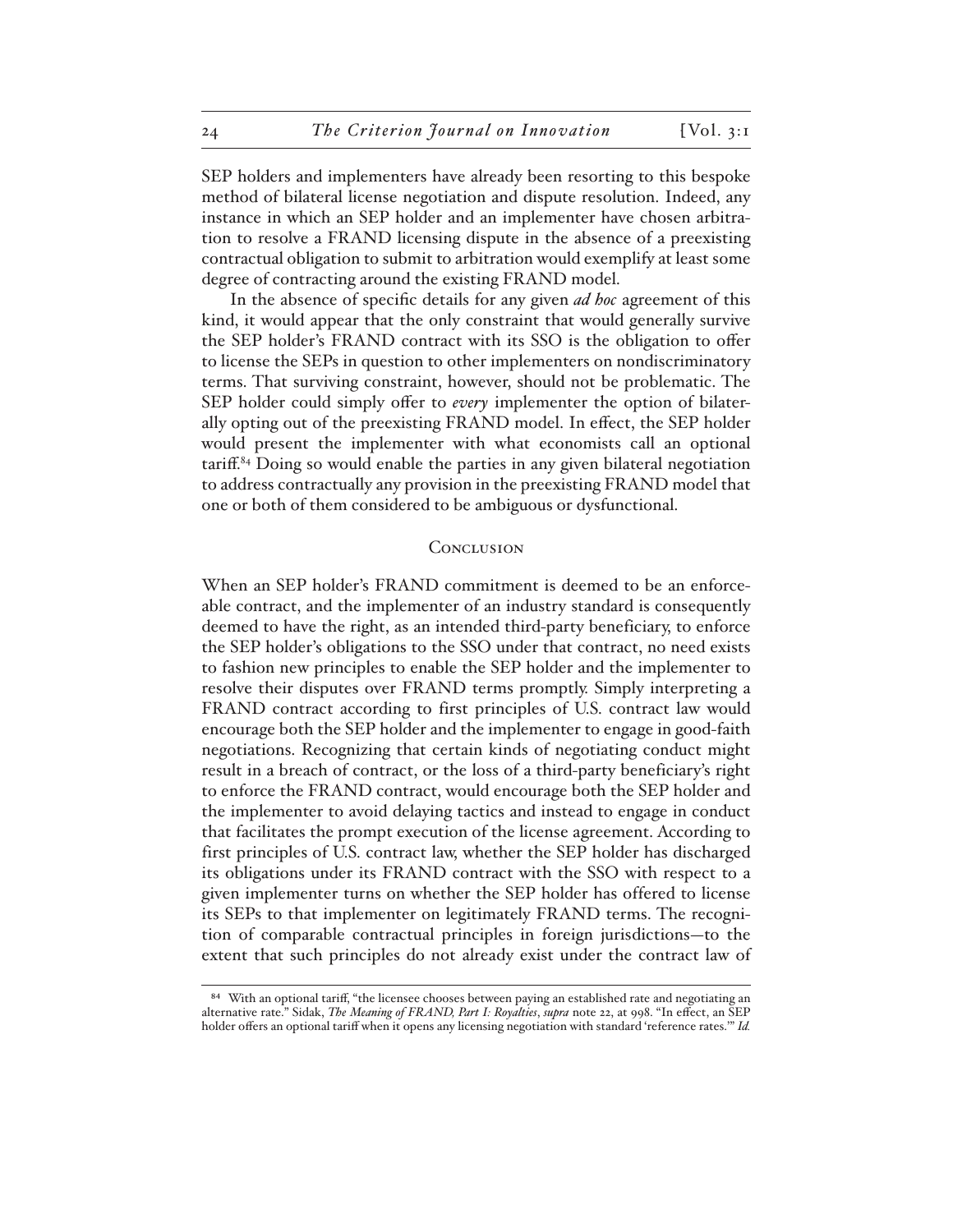SEP holders and implementers have already been resorting to this bespoke method of bilateral license negotiation and dispute resolution. Indeed, any instance in which an SEP holder and an implementer have chosen arbitration to resolve a FRAND licensing dispute in the absence of a preexisting contractual obligation to submit to arbitration would exemplify at least some degree of contracting around the existing FRAND model.

In the absence of specific details for any given *ad hoc* agreement of this kind, it would appear that the only constraint that would generally survive the SEP holder's FRAND contract with its SSO is the obligation to offer to license the SEPs in question to other implementers on nondiscriminatory terms. That surviving constraint, however, should not be problematic. The SEP holder could simply offer to *every* implementer the option of bilaterally opting out of the preexisting FRAND model. In effect, the SEP holder would present the implementer with what economists call an optional tariff.[84] Doing so would enable the parties in any given bilateral negotiation to address contractually any provision in the preexisting FRAND model that one or both of them considered to be ambiguous or dysfunctional.

## Conclusion

When an SEP holder's FRAND commitment is deemed to be an enforceable contract, and the implementer of an industry standard is consequently deemed to have the right, as an intended third-party beneficiary, to enforce the SEP holder's obligations to the SSO under that contract, no need exists to fashion new principles to enable the SEP holder and the implementer to resolve their disputes over FRAND terms promptly. Simply interpreting a FRAND contract according to first principles of U.S. contract law would encourage both the SEP holder and the implementer to engage in good-faith negotiations. Recognizing that certain kinds of negotiating conduct might result in a breach of contract, or the loss of a third-party beneficiary's right to enforce the FRAND contract, would encourage both the SEP holder and the implementer to avoid delaying tactics and instead to engage in conduct that facilitates the prompt execution of the license agreement. According to first principles of U.S. contract law, whether the SEP holder has discharged its obligations under its FRAND contract with the SSO with respect to a given implementer turns on whether the SEP holder has offered to license its SEPs to that implementer on legitimately FRAND terms. The recognition of comparable contractual principles in foreign jurisdictions—to the extent that such principles do not already exist under the contract law of

---

[84] With an optional tariff, "the licensee chooses between paying an established rate and negotiating an alternative rate." Sidak, *The Meaning of FRAND, Part I: Royalties*, *supra* note 22, at 998. "In effect, an SEP holder offers an optional tariff when it opens any licensing negotiation with standard 'reference rates.'" *Id.*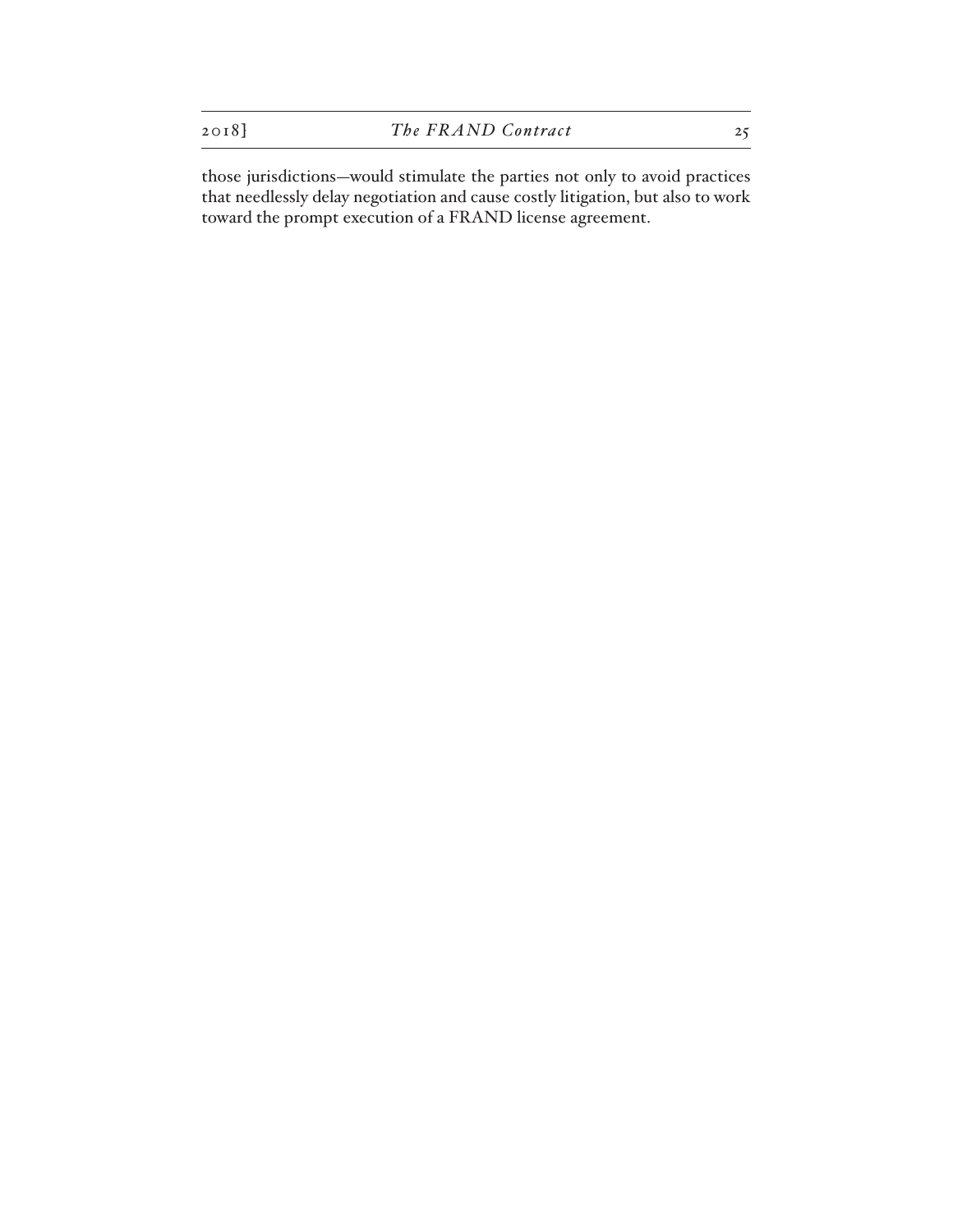those jurisdictions—would stimulate the parties not only to avoid practices that needlessly delay negotiation and cause costly litigation, but also to work toward the prompt execution of a FRAND license agreement.